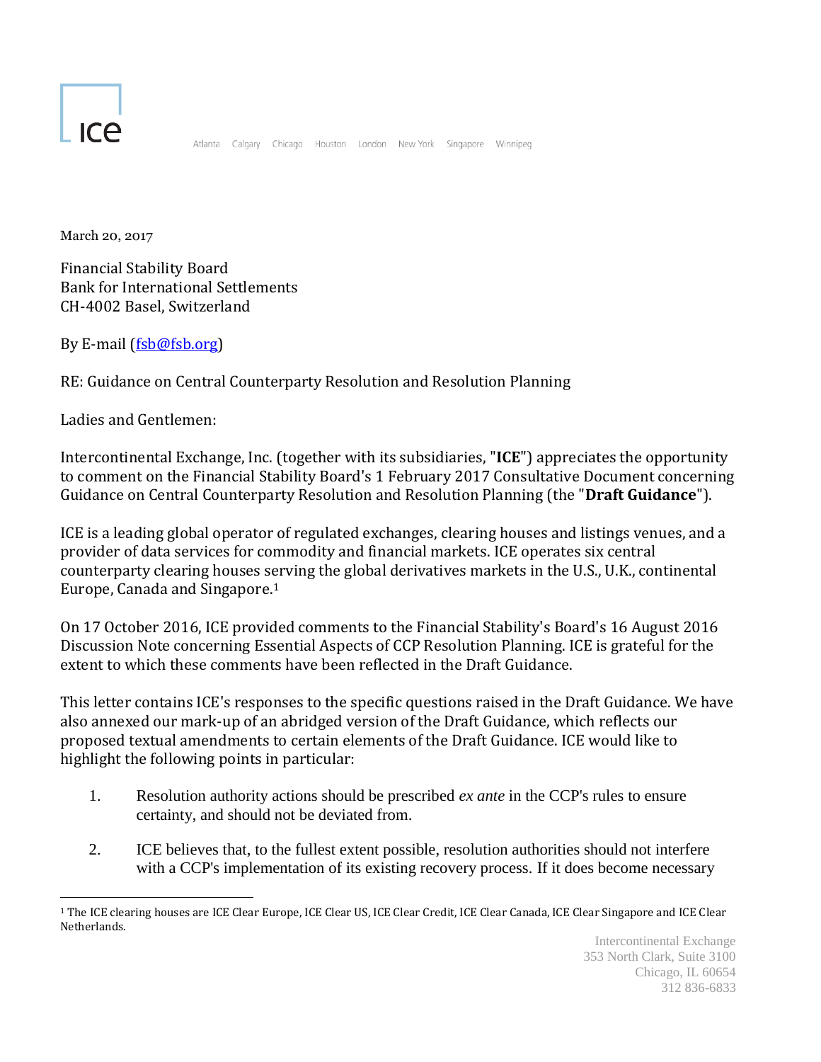ICE

Atlanta Calgary Chicago Houston London New York Singapore Winnipeg

March 20, 2017

Financial Stability Board
Bank for International Settlements
CH-4002 Basel, Switzerland

By E-mail (fsb@fsb.org)

RE: Guidance on Central Counterparty Resolution and Resolution Planning

Ladies and Gentlemen:

Intercontinental Exchange, Inc. (together with its subsidiaries, "**ICE**") appreciates the opportunity to comment on the Financial Stability Board's 1 February 2017 Consultative Document concerning Guidance on Central Counterparty Resolution and Resolution Planning (the "**Draft Guidance**").

ICE is a leading global operator of regulated exchanges, clearing houses and listings venues, and a provider of data services for commodity and financial markets. ICE operates six central counterparty clearing houses serving the global derivatives markets in the U.S., U.K., continental Europe, Canada and Singapore.[1]

On 17 October 2016, ICE provided comments to the Financial Stability's Board's 16 August 2016 Discussion Note concerning Essential Aspects of CCP Resolution Planning. ICE is grateful for the extent to which these comments have been reflected in the Draft Guidance.

This letter contains ICE's responses to the specific questions raised in the Draft Guidance. We have also annexed our mark-up of an abridged version of the Draft Guidance, which reflects our proposed textual amendments to certain elements of the Draft Guidance. ICE would like to highlight the following points in particular:

1. Resolution authority actions should be prescribed *ex ante* in the CCP's rules to ensure certainty, and should not be deviated from.

2. ICE believes that, to the fullest extent possible, resolution authorities should not interfere with a CCP's implementation of its existing recovery process. If it does become necessary

[1] The ICE clearing houses are ICE Clear Europe, ICE Clear US, ICE Clear Credit, ICE Clear Canada, ICE Clear Singapore and ICE Clear Netherlands.

Intercontinental Exchange
353 North Clark, Suite 3100
Chicago, IL 60654
312 836-6833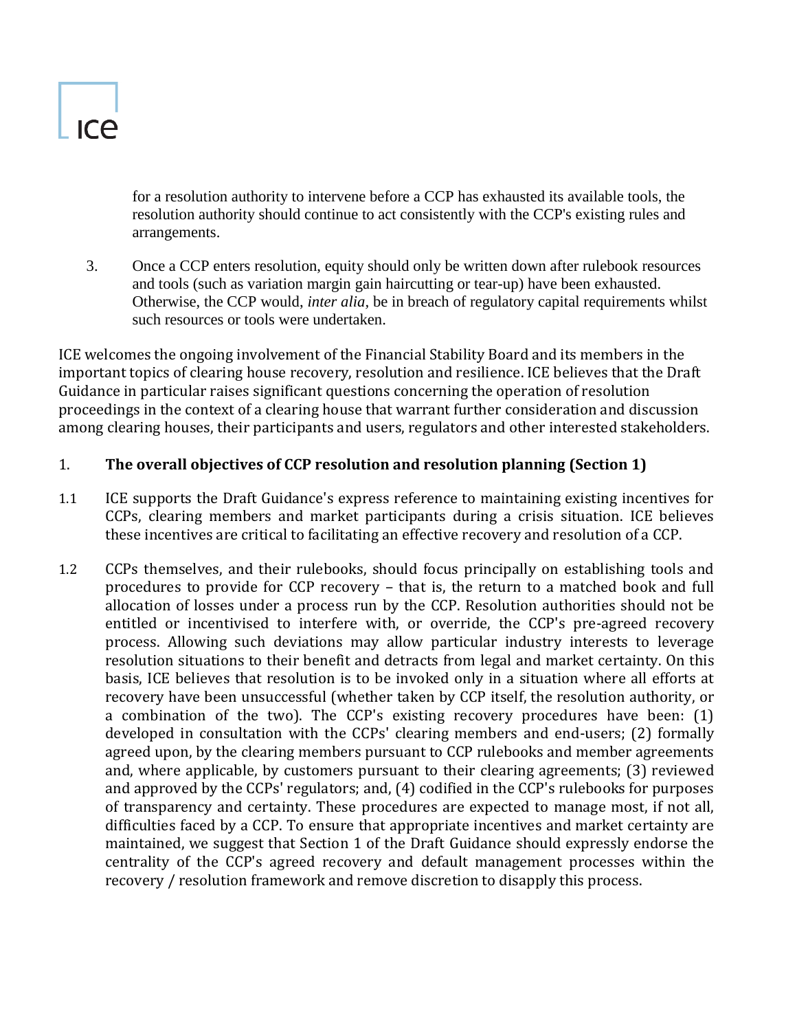for a resolution authority to intervene before a CCP has exhausted its available tools, the resolution authority should continue to act consistently with the CCP's existing rules and arrangements.

3. Once a CCP enters resolution, equity should only be written down after rulebook resources and tools (such as variation margin gain haircutting or tear-up) have been exhausted. Otherwise, the CCP would, *inter alia*, be in breach of regulatory capital requirements whilst such resources or tools were undertaken.

ICE welcomes the ongoing involvement of the Financial Stability Board and its members in the important topics of clearing house recovery, resolution and resilience. ICE believes that the Draft Guidance in particular raises significant questions concerning the operation of resolution proceedings in the context of a clearing house that warrant further consideration and discussion among clearing houses, their participants and users, regulators and other interested stakeholders.

## 1. The overall objectives of CCP resolution and resolution planning (Section 1)

1.1 ICE supports the Draft Guidance's express reference to maintaining existing incentives for CCPs, clearing members and market participants during a crisis situation. ICE believes these incentives are critical to facilitating an effective recovery and resolution of a CCP.

1.2 CCPs themselves, and their rulebooks, should focus principally on establishing tools and procedures to provide for CCP recovery – that is, the return to a matched book and full allocation of losses under a process run by the CCP. Resolution authorities should not be entitled or incentivised to interfere with, or override, the CCP's pre-agreed recovery process. Allowing such deviations may allow particular industry interests to leverage resolution situations to their benefit and detracts from legal and market certainty. On this basis, ICE believes that resolution is to be invoked only in a situation where all efforts at recovery have been unsuccessful (whether taken by CCP itself, the resolution authority, or a combination of the two). The CCP's existing recovery procedures have been: (1) developed in consultation with the CCPs' clearing members and end-users; (2) formally agreed upon, by the clearing members pursuant to CCP rulebooks and member agreements and, where applicable, by customers pursuant to their clearing agreements; (3) reviewed and approved by the CCPs' regulators; and, (4) codified in the CCP's rulebooks for purposes of transparency and certainty. These procedures are expected to manage most, if not all, difficulties faced by a CCP. To ensure that appropriate incentives and market certainty are maintained, we suggest that Section 1 of the Draft Guidance should expressly endorse the centrality of the CCP's agreed recovery and default management processes within the recovery / resolution framework and remove discretion to disapply this process.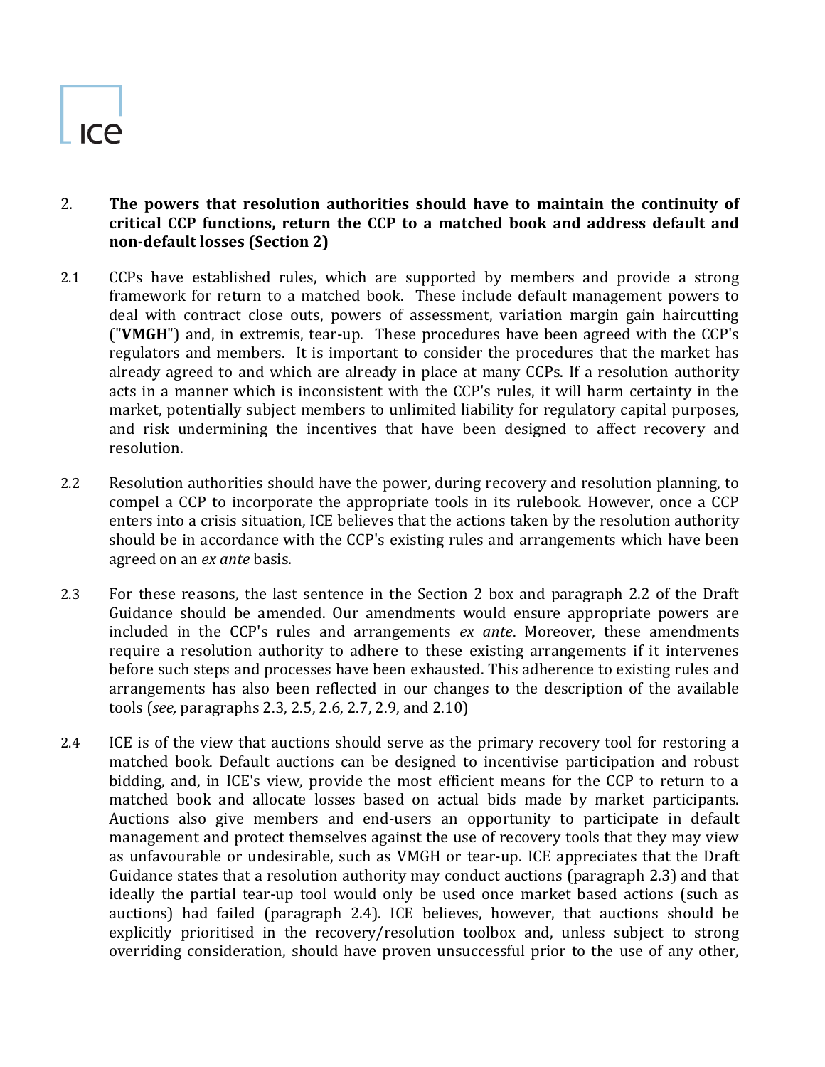2. **The powers that resolution authorities should have to maintain the continuity of critical CCP functions, return the CCP to a matched book and address default and non-default losses (Section 2)**

2.1 CCPs have established rules, which are supported by members and provide a strong framework for return to a matched book. These include default management powers to deal with contract close outs, powers of assessment, variation margin gain haircutting ("**VMGH**") and, in extremis, tear-up. These procedures have been agreed with the CCP's regulators and members. It is important to consider the procedures that the market has already agreed to and which are already in place at many CCPs. If a resolution authority acts in a manner which is inconsistent with the CCP's rules, it will harm certainty in the market, potentially subject members to unlimited liability for regulatory capital purposes, and risk undermining the incentives that have been designed to affect recovery and resolution.

2.2 Resolution authorities should have the power, during recovery and resolution planning, to compel a CCP to incorporate the appropriate tools in its rulebook. However, once a CCP enters into a crisis situation, ICE believes that the actions taken by the resolution authority should be in accordance with the CCP's existing rules and arrangements which have been agreed on an *ex ante* basis.

2.3 For these reasons, the last sentence in the Section 2 box and paragraph 2.2 of the Draft Guidance should be amended. Our amendments would ensure appropriate powers are included in the CCP's rules and arrangements *ex ante*. Moreover, these amendments require a resolution authority to adhere to these existing arrangements if it intervenes before such steps and processes have been exhausted. This adherence to existing rules and arrangements has also been reflected in our changes to the description of the available tools (*see,* paragraphs 2.3, 2.5, 2.6, 2.7, 2.9, and 2.10)

2.4 ICE is of the view that auctions should serve as the primary recovery tool for restoring a matched book. Default auctions can be designed to incentivise participation and robust bidding, and, in ICE's view, provide the most efficient means for the CCP to return to a matched book and allocate losses based on actual bids made by market participants. Auctions also give members and end-users an opportunity to participate in default management and protect themselves against the use of recovery tools that they may view as unfavourable or undesirable, such as VMGH or tear-up. ICE appreciates that the Draft Guidance states that a resolution authority may conduct auctions (paragraph 2.3) and that ideally the partial tear-up tool would only be used once market based actions (such as auctions) had failed (paragraph 2.4). ICE believes, however, that auctions should be explicitly prioritised in the recovery/resolution toolbox and, unless subject to strong overriding consideration, should have proven unsuccessful prior to the use of any other,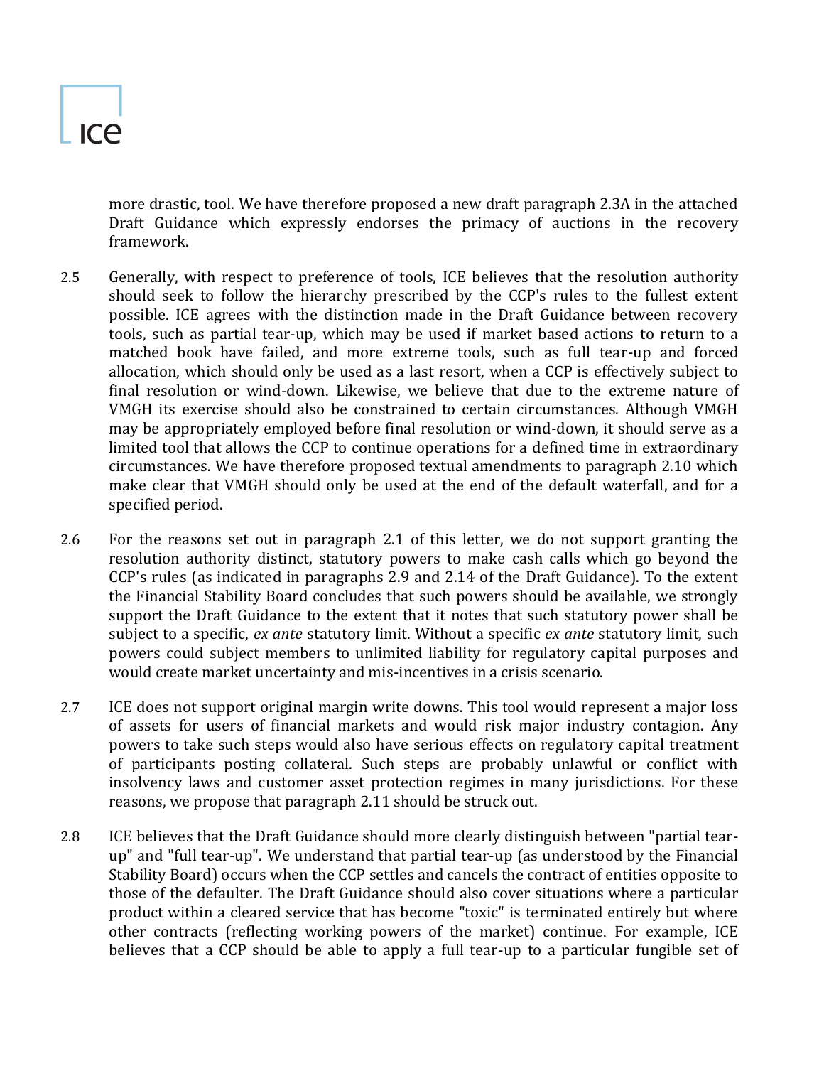more drastic, tool. We have therefore proposed a new draft paragraph 2.3A in the attached Draft Guidance which expressly endorses the primacy of auctions in the recovery framework.

2.5 Generally, with respect to preference of tools, ICE believes that the resolution authority should seek to follow the hierarchy prescribed by the CCP's rules to the fullest extent possible. ICE agrees with the distinction made in the Draft Guidance between recovery tools, such as partial tear-up, which may be used if market based actions to return to a matched book have failed, and more extreme tools, such as full tear-up and forced allocation, which should only be used as a last resort, when a CCP is effectively subject to final resolution or wind-down. Likewise, we believe that due to the extreme nature of VMGH its exercise should also be constrained to certain circumstances. Although VMGH may be appropriately employed before final resolution or wind-down, it should serve as a limited tool that allows the CCP to continue operations for a defined time in extraordinary circumstances. We have therefore proposed textual amendments to paragraph 2.10 which make clear that VMGH should only be used at the end of the default waterfall, and for a specified period.

2.6 For the reasons set out in paragraph 2.1 of this letter, we do not support granting the resolution authority distinct, statutory powers to make cash calls which go beyond the CCP's rules (as indicated in paragraphs 2.9 and 2.14 of the Draft Guidance). To the extent the Financial Stability Board concludes that such powers should be available, we strongly support the Draft Guidance to the extent that it notes that such statutory power shall be subject to a specific, *ex ante* statutory limit. Without a specific *ex ante* statutory limit, such powers could subject members to unlimited liability for regulatory capital purposes and would create market uncertainty and mis-incentives in a crisis scenario.

2.7 ICE does not support original margin write downs. This tool would represent a major loss of assets for users of financial markets and would risk major industry contagion. Any powers to take such steps would also have serious effects on regulatory capital treatment of participants posting collateral. Such steps are probably unlawful or conflict with insolvency laws and customer asset protection regimes in many jurisdictions. For these reasons, we propose that paragraph 2.11 should be struck out.

2.8 ICE believes that the Draft Guidance should more clearly distinguish between "partial tear-up" and "full tear-up". We understand that partial tear-up (as understood by the Financial Stability Board) occurs when the CCP settles and cancels the contract of entities opposite to those of the defaulter. The Draft Guidance should also cover situations where a particular product within a cleared service that has become "toxic" is terminated entirely but where other contracts (reflecting working powers of the market) continue. For example, ICE believes that a CCP should be able to apply a full tear-up to a particular fungible set of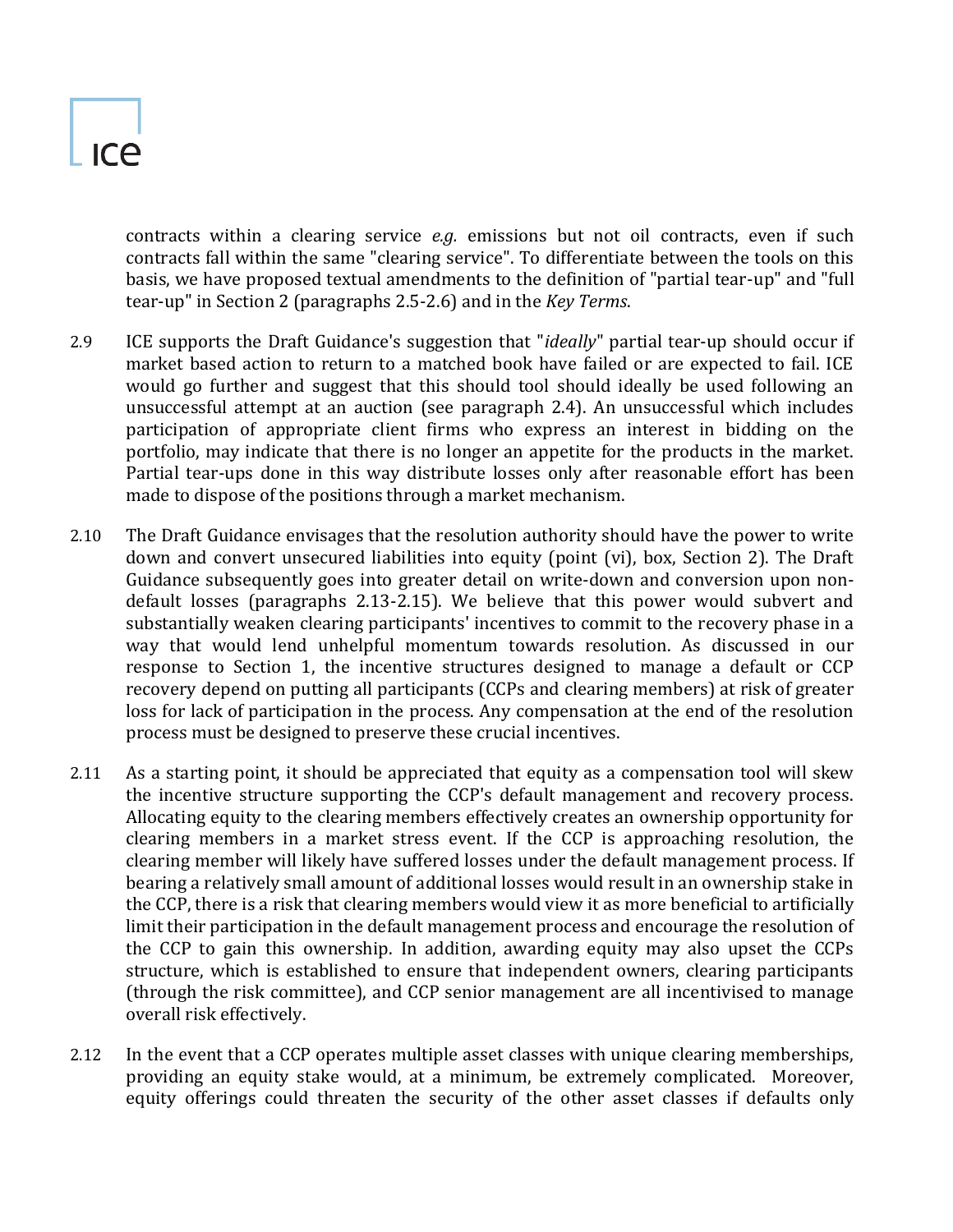contracts within a clearing service *e.g.* emissions but not oil contracts, even if such contracts fall within the same "clearing service". To differentiate between the tools on this basis, we have proposed textual amendments to the definition of "partial tear-up" and "full tear-up" in Section 2 (paragraphs 2.5-2.6) and in the *Key Terms*.

2.9 ICE supports the Draft Guidance's suggestion that "*ideally*" partial tear-up should occur if market based action to return to a matched book have failed or are expected to fail. ICE would go further and suggest that this should tool should ideally be used following an unsuccessful attempt at an auction (see paragraph 2.4). An unsuccessful which includes participation of appropriate client firms who express an interest in bidding on the portfolio, may indicate that there is no longer an appetite for the products in the market. Partial tear-ups done in this way distribute losses only after reasonable effort has been made to dispose of the positions through a market mechanism.

2.10 The Draft Guidance envisages that the resolution authority should have the power to write down and convert unsecured liabilities into equity (point (vi), box, Section 2). The Draft Guidance subsequently goes into greater detail on write-down and conversion upon non-default losses (paragraphs 2.13-2.15). We believe that this power would subvert and substantially weaken clearing participants' incentives to commit to the recovery phase in a way that would lend unhelpful momentum towards resolution. As discussed in our response to Section 1, the incentive structures designed to manage a default or CCP recovery depend on putting all participants (CCPs and clearing members) at risk of greater loss for lack of participation in the process. Any compensation at the end of the resolution process must be designed to preserve these crucial incentives.

2.11 As a starting point, it should be appreciated that equity as a compensation tool will skew the incentive structure supporting the CCP's default management and recovery process. Allocating equity to the clearing members effectively creates an ownership opportunity for clearing members in a market stress event. If the CCP is approaching resolution, the clearing member will likely have suffered losses under the default management process. If bearing a relatively small amount of additional losses would result in an ownership stake in the CCP, there is a risk that clearing members would view it as more beneficial to artificially limit their participation in the default management process and encourage the resolution of the CCP to gain this ownership. In addition, awarding equity may also upset the CCPs structure, which is established to ensure that independent owners, clearing participants (through the risk committee), and CCP senior management are all incentivised to manage overall risk effectively.

2.12 In the event that a CCP operates multiple asset classes with unique clearing memberships, providing an equity stake would, at a minimum, be extremely complicated. Moreover, equity offerings could threaten the security of the other asset classes if defaults only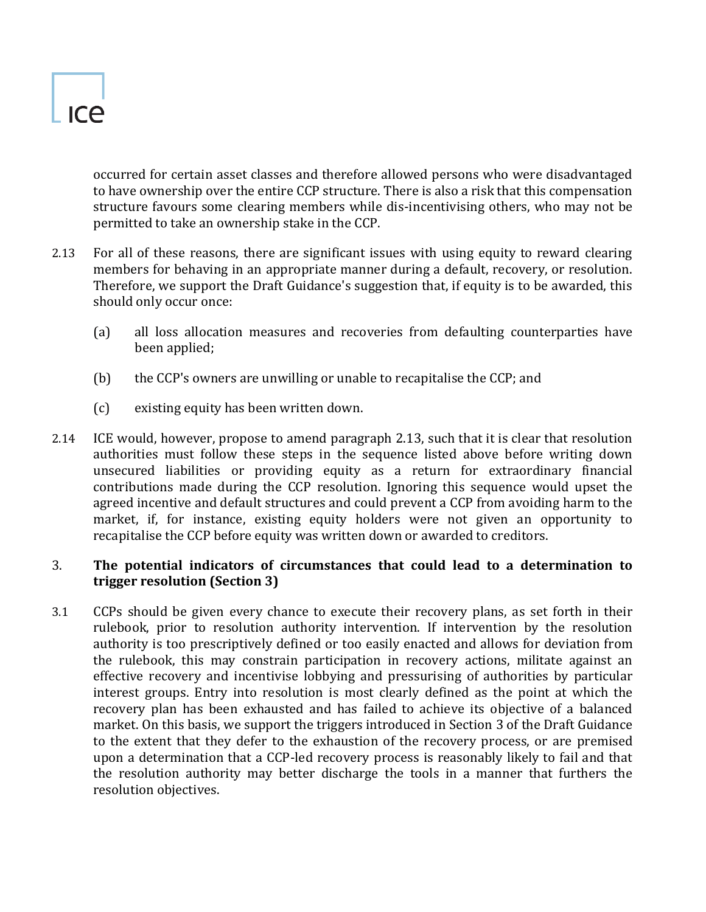occurred for certain asset classes and therefore allowed persons who were disadvantaged to have ownership over the entire CCP structure. There is also a risk that this compensation structure favours some clearing members while dis-incentivising others, who may not be permitted to take an ownership stake in the CCP.

2.13 For all of these reasons, there are significant issues with using equity to reward clearing members for behaving in an appropriate manner during a default, recovery, or resolution. Therefore, we support the Draft Guidance's suggestion that, if equity is to be awarded, this should only occur once:

(a) all loss allocation measures and recoveries from defaulting counterparties have been applied;

(b) the CCP's owners are unwilling or unable to recapitalise the CCP; and

(c) existing equity has been written down.

2.14 ICE would, however, propose to amend paragraph 2.13, such that it is clear that resolution authorities must follow these steps in the sequence listed above before writing down unsecured liabilities or providing equity as a return for extraordinary financial contributions made during the CCP resolution. Ignoring this sequence would upset the agreed incentive and default structures and could prevent a CCP from avoiding harm to the market, if, for instance, existing equity holders were not given an opportunity to recapitalise the CCP before equity was written down or awarded to creditors.

## 3. The potential indicators of circumstances that could lead to a determination to trigger resolution (Section 3)

3.1 CCPs should be given every chance to execute their recovery plans, as set forth in their rulebook, prior to resolution authority intervention. If intervention by the resolution authority is too prescriptively defined or too easily enacted and allows for deviation from the rulebook, this may constrain participation in recovery actions, militate against an effective recovery and incentivise lobbying and pressurising of authorities by particular interest groups. Entry into resolution is most clearly defined as the point at which the recovery plan has been exhausted and has failed to achieve its objective of a balanced market. On this basis, we support the triggers introduced in Section 3 of the Draft Guidance to the extent that they defer to the exhaustion of the recovery process, or are premised upon a determination that a CCP-led recovery process is reasonably likely to fail and that the resolution authority may better discharge the tools in a manner that furthers the resolution objectives.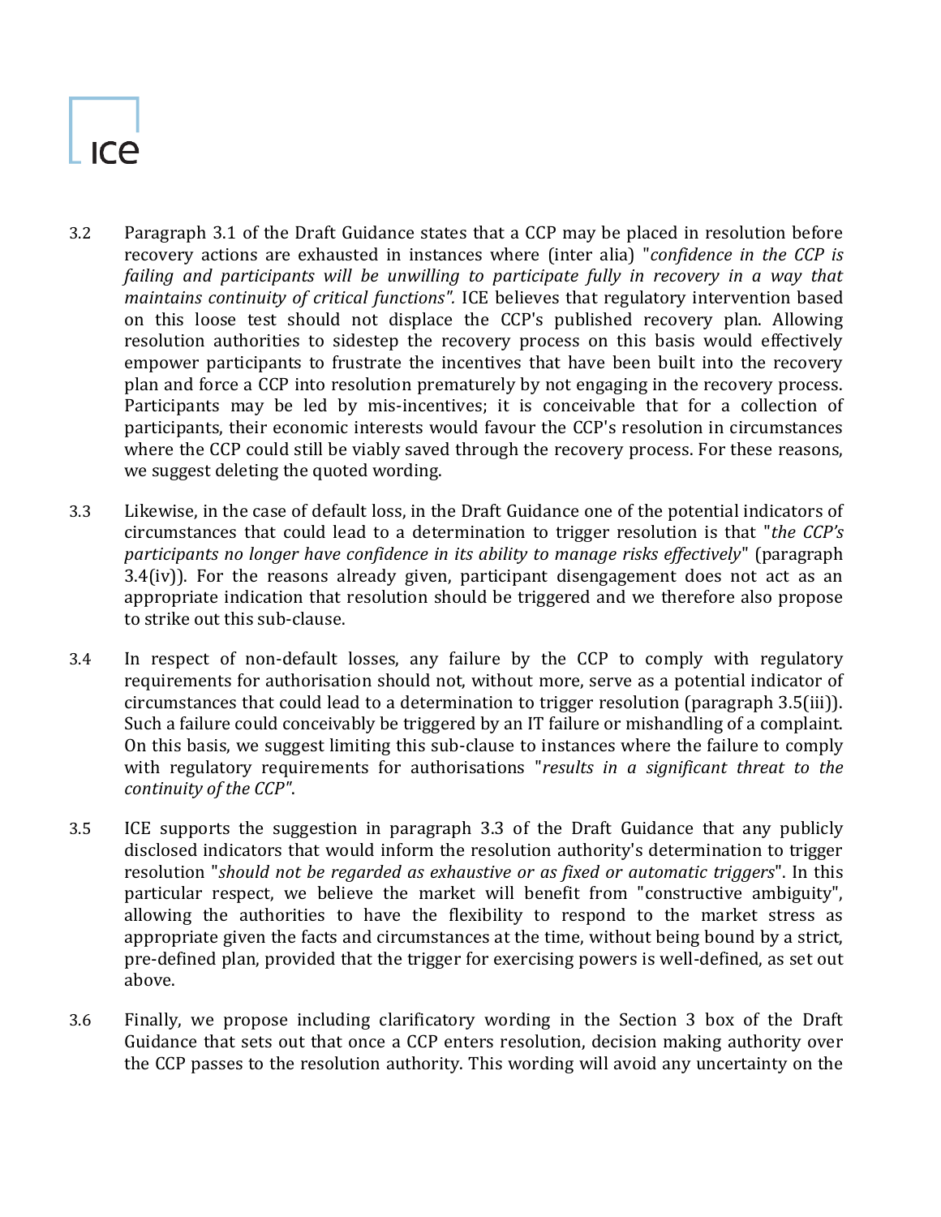3.2 Paragraph 3.1 of the Draft Guidance states that a CCP may be placed in resolution before recovery actions are exhausted in instances where (inter alia) "*confidence in the CCP is failing and participants will be unwilling to participate fully in recovery in a way that maintains continuity of critical functions".* ICE believes that regulatory intervention based on this loose test should not displace the CCP's published recovery plan. Allowing resolution authorities to sidestep the recovery process on this basis would effectively empower participants to frustrate the incentives that have been built into the recovery plan and force a CCP into resolution prematurely by not engaging in the recovery process. Participants may be led by mis-incentives; it is conceivable that for a collection of participants, their economic interests would favour the CCP's resolution in circumstances where the CCP could still be viably saved through the recovery process. For these reasons, we suggest deleting the quoted wording.

3.3 Likewise, in the case of default loss, in the Draft Guidance one of the potential indicators of circumstances that could lead to a determination to trigger resolution is that "*the CCP's participants no longer have confidence in its ability to manage risks effectively*" (paragraph 3.4(iv)). For the reasons already given, participant disengagement does not act as an appropriate indication that resolution should be triggered and we therefore also propose to strike out this sub-clause.

3.4 In respect of non-default losses, any failure by the CCP to comply with regulatory requirements for authorisation should not, without more, serve as a potential indicator of circumstances that could lead to a determination to trigger resolution (paragraph 3.5(iii)). Such a failure could conceivably be triggered by an IT failure or mishandling of a complaint. On this basis, we suggest limiting this sub-clause to instances where the failure to comply with regulatory requirements for authorisations "*results in a significant threat to the continuity of the CCP"*.

3.5 ICE supports the suggestion in paragraph 3.3 of the Draft Guidance that any publicly disclosed indicators that would inform the resolution authority's determination to trigger resolution "*should not be regarded as exhaustive or as fixed or automatic triggers*". In this particular respect, we believe the market will benefit from "constructive ambiguity", allowing the authorities to have the flexibility to respond to the market stress as appropriate given the facts and circumstances at the time, without being bound by a strict, pre-defined plan, provided that the trigger for exercising powers is well-defined, as set out above.

3.6 Finally, we propose including clarificatory wording in the Section 3 box of the Draft Guidance that sets out that once a CCP enters resolution, decision making authority over the CCP passes to the resolution authority. This wording will avoid any uncertainty on the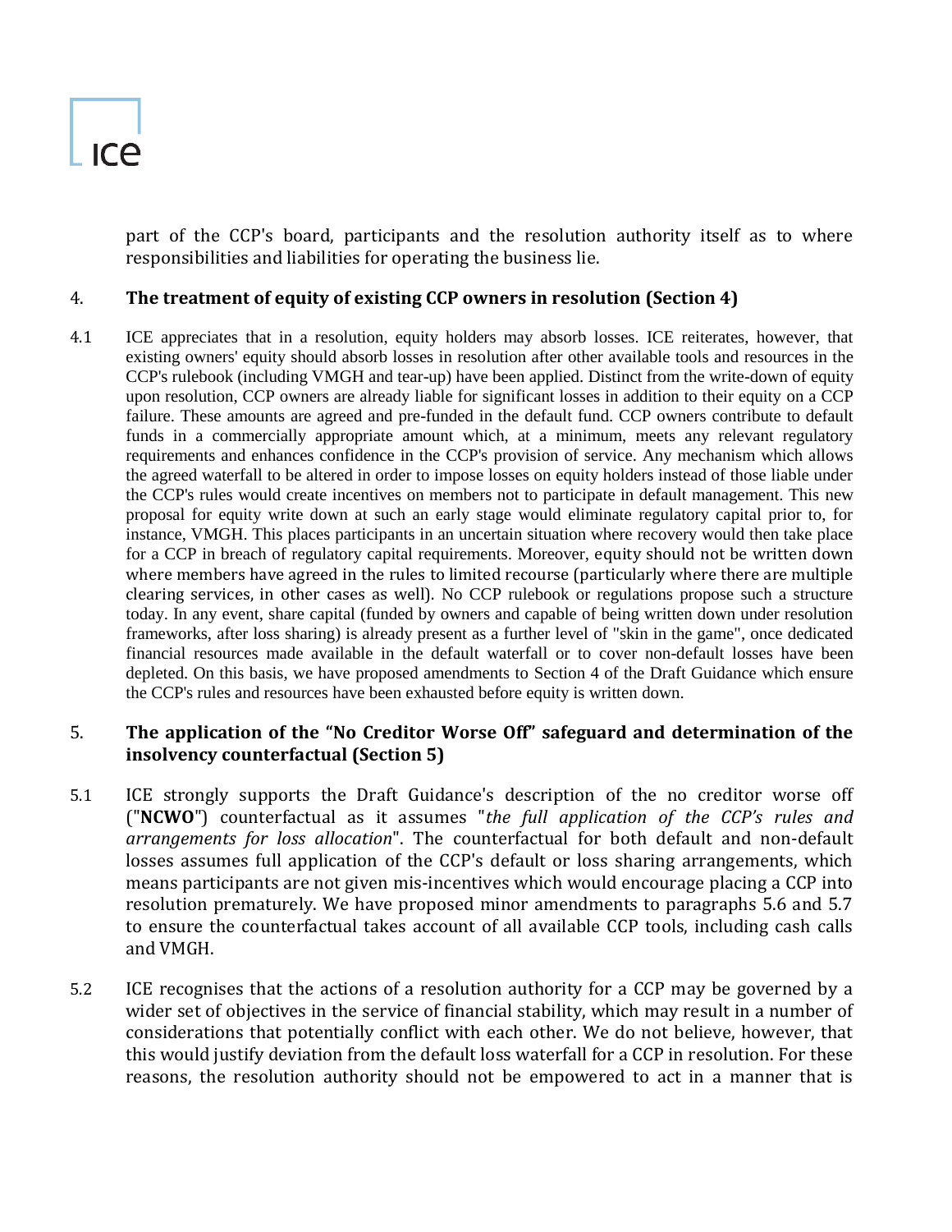part of the CCP's board, participants and the resolution authority itself as to where responsibilities and liabilities for operating the business lie.

## 4. The treatment of equity of existing CCP owners in resolution (Section 4)

4.1 ICE appreciates that in a resolution, equity holders may absorb losses. ICE reiterates, however, that existing owners' equity should absorb losses in resolution after other available tools and resources in the CCP's rulebook (including VMGH and tear-up) have been applied. Distinct from the write-down of equity upon resolution, CCP owners are already liable for significant losses in addition to their equity on a CCP failure. These amounts are agreed and pre-funded in the default fund. CCP owners contribute to default funds in a commercially appropriate amount which, at a minimum, meets any relevant regulatory requirements and enhances confidence in the CCP's provision of service. Any mechanism which allows the agreed waterfall to be altered in order to impose losses on equity holders instead of those liable under the CCP's rules would create incentives on members not to participate in default management. This new proposal for equity write down at such an early stage would eliminate regulatory capital prior to, for instance, VMGH. This places participants in an uncertain situation where recovery would then take place for a CCP in breach of regulatory capital requirements. Moreover, equity should not be written down where members have agreed in the rules to limited recourse (particularly where there are multiple clearing services, in other cases as well). No CCP rulebook or regulations propose such a structure today. In any event, share capital (funded by owners and capable of being written down under resolution frameworks, after loss sharing) is already present as a further level of "skin in the game", once dedicated financial resources made available in the default waterfall or to cover non-default losses have been depleted. On this basis, we have proposed amendments to Section 4 of the Draft Guidance which ensure the CCP's rules and resources have been exhausted before equity is written down.

## 5. The application of the "No Creditor Worse Off" safeguard and determination of the insolvency counterfactual (Section 5)

5.1 ICE strongly supports the Draft Guidance's description of the no creditor worse off ("**NCWO**") counterfactual as it assumes "*the full application of the CCP's rules and arrangements for loss allocation*". The counterfactual for both default and non-default losses assumes full application of the CCP's default or loss sharing arrangements, which means participants are not given mis-incentives which would encourage placing a CCP into resolution prematurely. We have proposed minor amendments to paragraphs 5.6 and 5.7 to ensure the counterfactual takes account of all available CCP tools, including cash calls and VMGH.

5.2 ICE recognises that the actions of a resolution authority for a CCP may be governed by a wider set of objectives in the service of financial stability, which may result in a number of considerations that potentially conflict with each other. We do not believe, however, that this would justify deviation from the default loss waterfall for a CCP in resolution. For these reasons, the resolution authority should not be empowered to act in a manner that is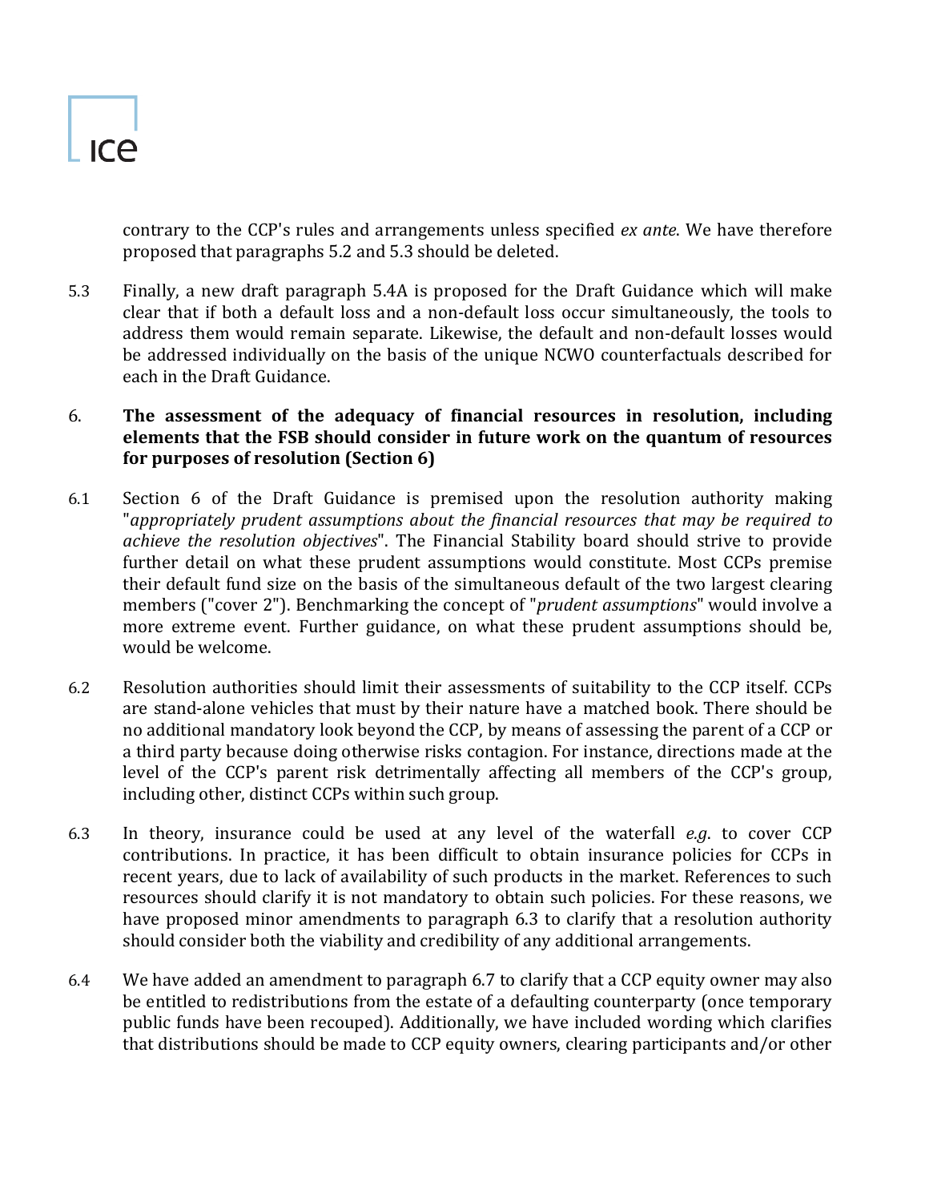contrary to the CCP's rules and arrangements unless specified *ex ante*. We have therefore proposed that paragraphs 5.2 and 5.3 should be deleted.

5.3 Finally, a new draft paragraph 5.4A is proposed for the Draft Guidance which will make clear that if both a default loss and a non-default loss occur simultaneously, the tools to address them would remain separate. Likewise, the default and non-default losses would be addressed individually on the basis of the unique NCWO counterfactuals described for each in the Draft Guidance.

## 6. The assessment of the adequacy of financial resources in resolution, including elements that the FSB should consider in future work on the quantum of resources for purposes of resolution (Section 6)

6.1 Section 6 of the Draft Guidance is premised upon the resolution authority making "*appropriately prudent assumptions about the financial resources that may be required to achieve the resolution objectives*". The Financial Stability board should strive to provide further detail on what these prudent assumptions would constitute. Most CCPs premise their default fund size on the basis of the simultaneous default of the two largest clearing members ("cover 2"). Benchmarking the concept of "*prudent assumptions*" would involve a more extreme event. Further guidance, on what these prudent assumptions should be, would be welcome.

6.2 Resolution authorities should limit their assessments of suitability to the CCP itself. CCPs are stand-alone vehicles that must by their nature have a matched book. There should be no additional mandatory look beyond the CCP, by means of assessing the parent of a CCP or a third party because doing otherwise risks contagion. For instance, directions made at the level of the CCP's parent risk detrimentally affecting all members of the CCP's group, including other, distinct CCPs within such group.

6.3 In theory, insurance could be used at any level of the waterfall *e.g*. to cover CCP contributions. In practice, it has been difficult to obtain insurance policies for CCPs in recent years, due to lack of availability of such products in the market. References to such resources should clarify it is not mandatory to obtain such policies. For these reasons, we have proposed minor amendments to paragraph 6.3 to clarify that a resolution authority should consider both the viability and credibility of any additional arrangements.

6.4 We have added an amendment to paragraph 6.7 to clarify that a CCP equity owner may also be entitled to redistributions from the estate of a defaulting counterparty (once temporary public funds have been recouped). Additionally, we have included wording which clarifies that distributions should be made to CCP equity owners, clearing participants and/or other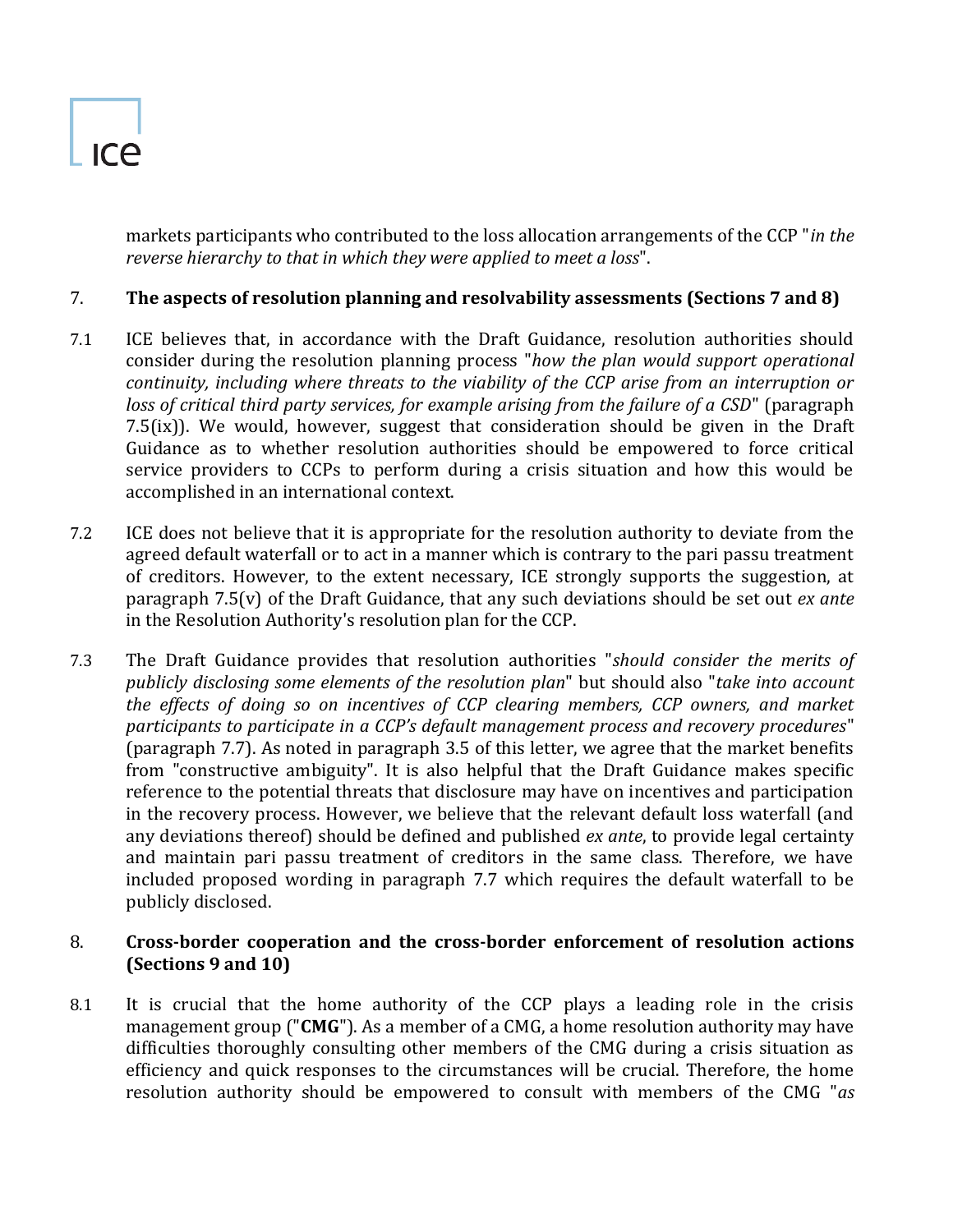markets participants who contributed to the loss allocation arrangements of the CCP "*in the reverse hierarchy to that in which they were applied to meet a loss*".

## 7. The aspects of resolution planning and resolvability assessments (Sections 7 and 8)

7.1 ICE believes that, in accordance with the Draft Guidance, resolution authorities should consider during the resolution planning process "*how the plan would support operational continuity, including where threats to the viability of the CCP arise from an interruption or loss of critical third party services, for example arising from the failure of a CSD*" (paragraph 7.5(ix)). We would, however, suggest that consideration should be given in the Draft Guidance as to whether resolution authorities should be empowered to force critical service providers to CCPs to perform during a crisis situation and how this would be accomplished in an international context.

7.2 ICE does not believe that it is appropriate for the resolution authority to deviate from the agreed default waterfall or to act in a manner which is contrary to the pari passu treatment of creditors. However, to the extent necessary, ICE strongly supports the suggestion, at paragraph 7.5(v) of the Draft Guidance, that any such deviations should be set out *ex ante* in the Resolution Authority's resolution plan for the CCP.

7.3 The Draft Guidance provides that resolution authorities "*should consider the merits of publicly disclosing some elements of the resolution plan*" but should also "*take into account the effects of doing so on incentives of CCP clearing members, CCP owners, and market participants to participate in a CCP's default management process and recovery procedures*" (paragraph 7.7). As noted in paragraph 3.5 of this letter, we agree that the market benefits from "constructive ambiguity". It is also helpful that the Draft Guidance makes specific reference to the potential threats that disclosure may have on incentives and participation in the recovery process. However, we believe that the relevant default loss waterfall (and any deviations thereof) should be defined and published *ex ante*, to provide legal certainty and maintain pari passu treatment of creditors in the same class. Therefore, we have included proposed wording in paragraph 7.7 which requires the default waterfall to be publicly disclosed.

## 8. Cross-border cooperation and the cross-border enforcement of resolution actions (Sections 9 and 10)

8.1 It is crucial that the home authority of the CCP plays a leading role in the crisis management group ("**CMG**"). As a member of a CMG, a home resolution authority may have difficulties thoroughly consulting other members of the CMG during a crisis situation as efficiency and quick responses to the circumstances will be crucial. Therefore, the home resolution authority should be empowered to consult with members of the CMG "*as*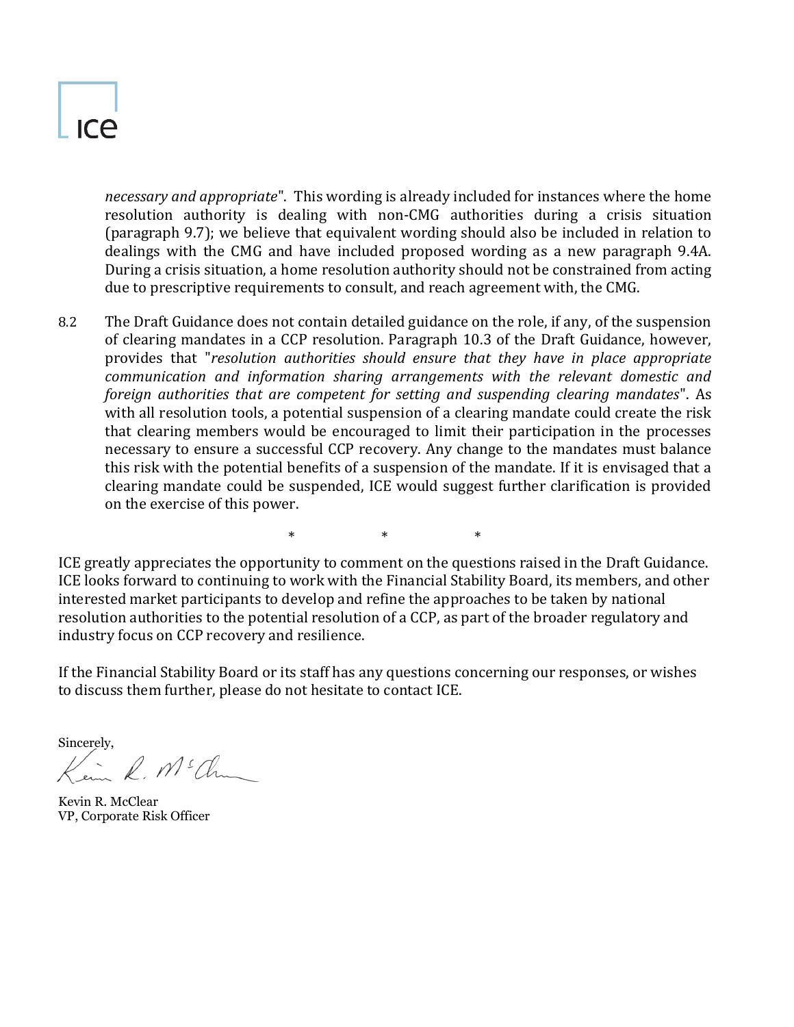*necessary and appropriate*". This wording is already included for instances where the home resolution authority is dealing with non-CMG authorities during a crisis situation (paragraph 9.7); we believe that equivalent wording should also be included in relation to dealings with the CMG and have included proposed wording as a new paragraph 9.4A. During a crisis situation, a home resolution authority should not be constrained from acting due to prescriptive requirements to consult, and reach agreement with, the CMG.

8.2 The Draft Guidance does not contain detailed guidance on the role, if any, of the suspension of clearing mandates in a CCP resolution. Paragraph 10.3 of the Draft Guidance, however, provides that "*resolution authorities should ensure that they have in place appropriate communication and information sharing arrangements with the relevant domestic and foreign authorities that are competent for setting and suspending clearing mandates*". As with all resolution tools, a potential suspension of a clearing mandate could create the risk that clearing members would be encouraged to limit their participation in the processes necessary to ensure a successful CCP recovery. Any change to the mandates must balance this risk with the potential benefits of a suspension of the mandate. If it is envisaged that a clearing mandate could be suspended, ICE would suggest further clarification is provided on the exercise of this power.

\* \* \*

ICE greatly appreciates the opportunity to comment on the questions raised in the Draft Guidance. ICE looks forward to continuing to work with the Financial Stability Board, its members, and other interested market participants to develop and refine the approaches to be taken by national resolution authorities to the potential resolution of a CCP, as part of the broader regulatory and industry focus on CCP recovery and resilience.

If the Financial Stability Board or its staff has any questions concerning our responses, or wishes to discuss them further, please do not hesitate to contact ICE.

Sincerely,

Kevin R. McClear
VP, Corporate Risk Officer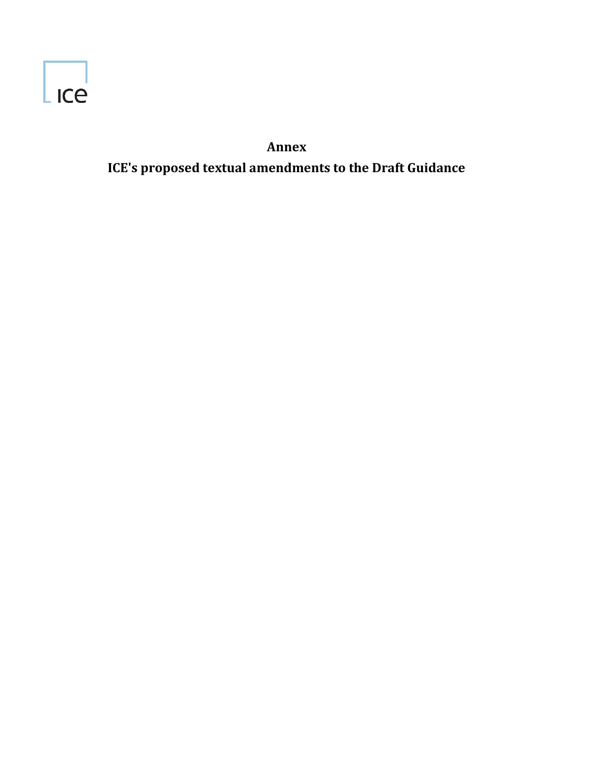# Annex

## ICE's proposed textual amendments to the Draft Guidance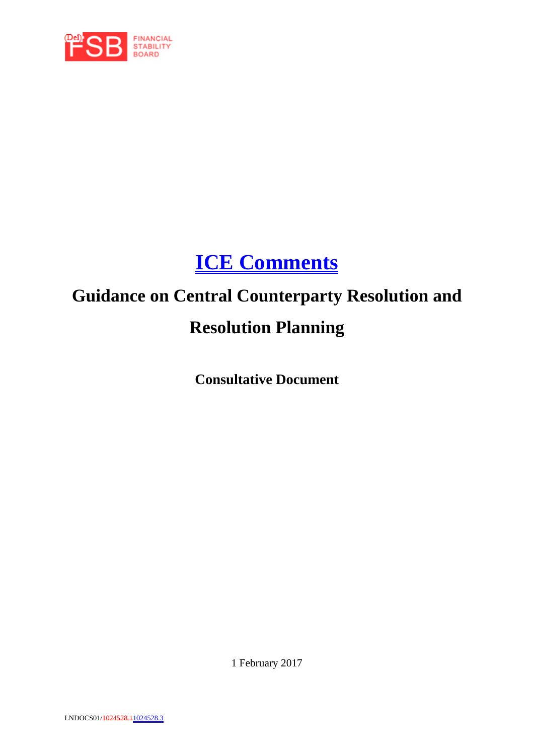# ICE Comments

# Guidance on Central Counterparty Resolution and Resolution Planning

**Consultative Document**

1 February 2017

LNDOCS01/~~1024528.1~~1024528.3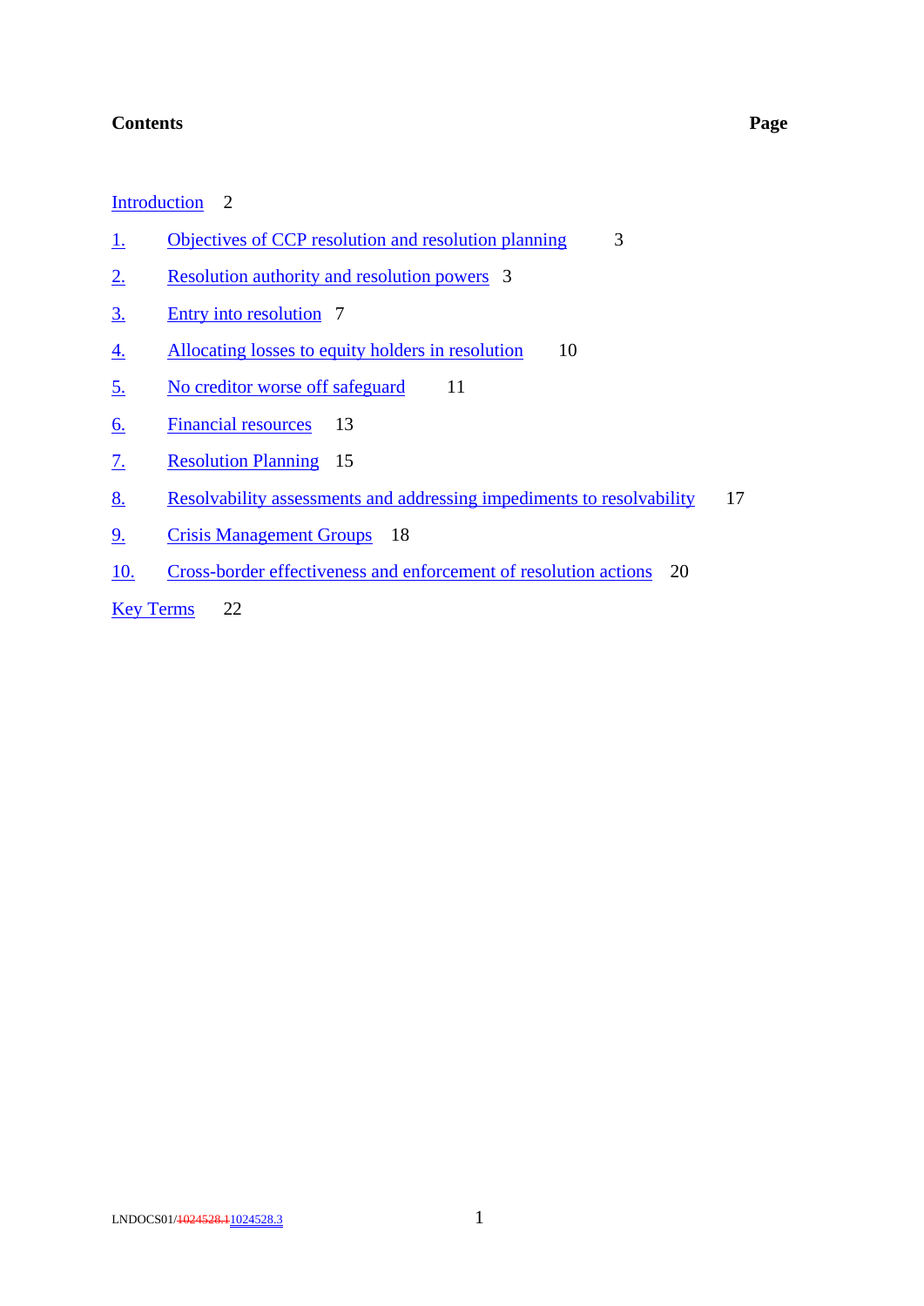**Contents** **Page**

Introduction 2

1. Objectives of CCP resolution and resolution planning 3

2. Resolution authority and resolution powers 3

3. Entry into resolution 7

4. Allocating losses to equity holders in resolution 10

5. No creditor worse off safeguard 11

6. Financial resources 13

7. Resolution Planning 15

8. Resolvability assessments and addressing impediments to resolvability 17

9. Crisis Management Groups 18

10. Cross-border effectiveness and enforcement of resolution actions 20

Key Terms 22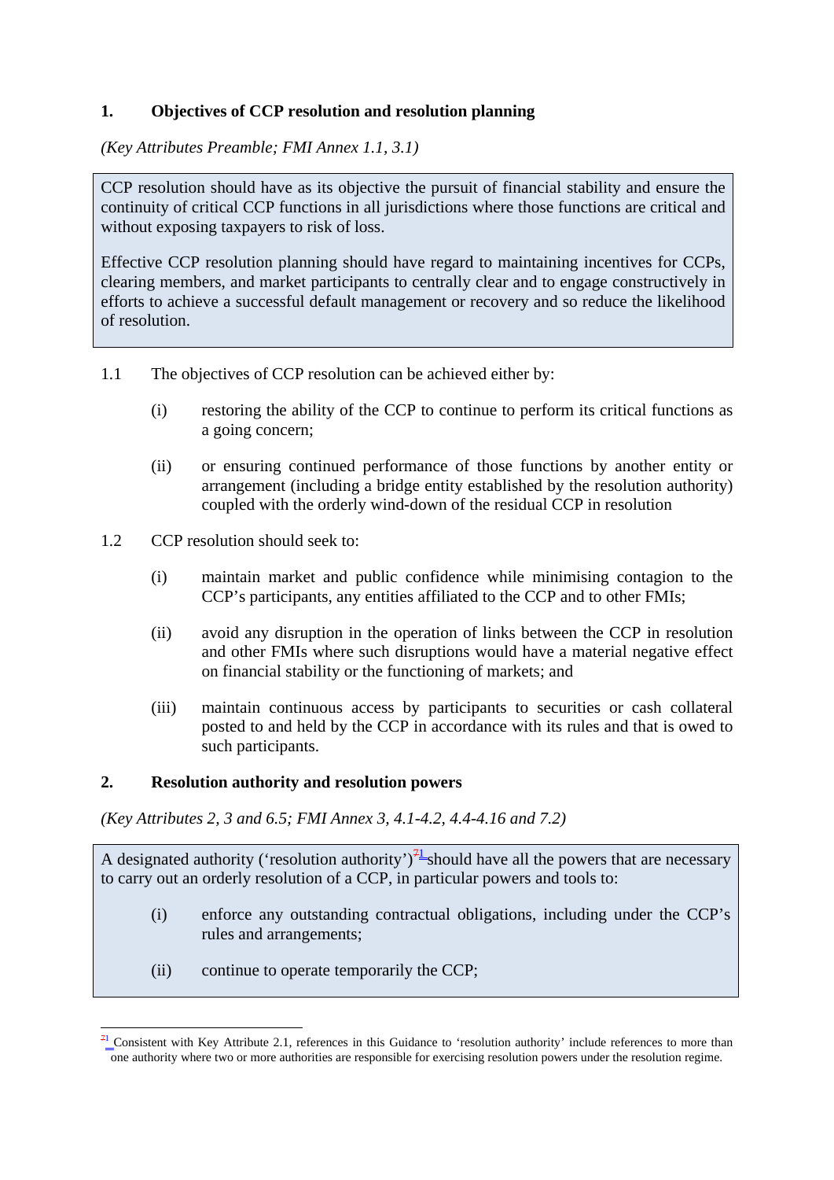## 1. Objectives of CCP resolution and resolution planning

*(Key Attributes Preamble; FMI Annex 1.1, 3.1)*

> CCP resolution should have as its objective the pursuit of financial stability and ensure the continuity of critical CCP functions in all jurisdictions where those functions are critical and without exposing taxpayers to risk of loss.
>
> Effective CCP resolution planning should have regard to maintaining incentives for CCPs, clearing members, and market participants to centrally clear and to engage constructively in efforts to achieve a successful default management or recovery and so reduce the likelihood of resolution.

1.1 The objectives of CCP resolution can be achieved either by:

(i) restoring the ability of the CCP to continue to perform its critical functions as a going concern;

(ii) or ensuring continued performance of those functions by another entity or arrangement (including a bridge entity established by the resolution authority) coupled with the orderly wind-down of the residual CCP in resolution

1.2 CCP resolution should seek to:

(i) maintain market and public confidence while minimising contagion to the CCP's participants, any entities affiliated to the CCP and to other FMIs;

(ii) avoid any disruption in the operation of links between the CCP in resolution and other FMIs where such disruptions would have a material negative effect on financial stability or the functioning of markets; and

(iii) maintain continuous access by participants to securities or cash collateral posted to and held by the CCP in accordance with its rules and that is owed to such participants.

## 2. Resolution authority and resolution powers

*(Key Attributes 2, 3 and 6.5; FMI Annex 3, 4.1-4.2, 4.4-4.16 and 7.2)*

> A designated authority ('resolution authority')[1] should have all the powers that are necessary to carry out an orderly resolution of a CCP, in particular powers and tools to:
>
> (i) enforce any outstanding contractual obligations, including under the CCP's rules and arrangements;
>
> (ii) continue to operate temporarily the CCP;

[1] Consistent with Key Attribute 2.1, references in this Guidance to 'resolution authority' include references to more than one authority where two or more authorities are responsible for exercising resolution powers under the resolution regime.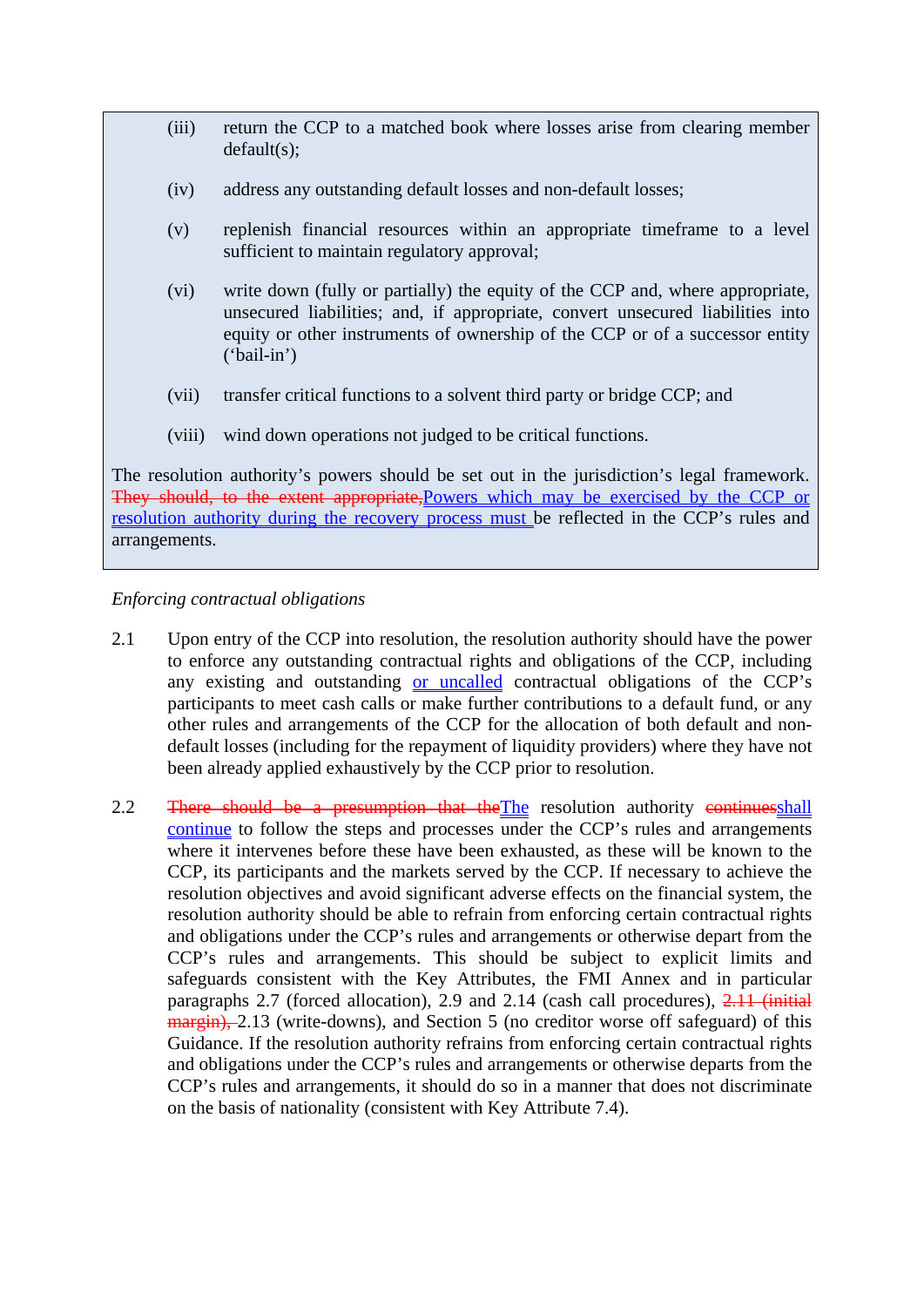(iii) return the CCP to a matched book where losses arise from clearing member default(s);

(iv) address any outstanding default losses and non-default losses;

(v) replenish financial resources within an appropriate timeframe to a level sufficient to maintain regulatory approval;

(vi) write down (fully or partially) the equity of the CCP and, where appropriate, unsecured liabilities; and, if appropriate, convert unsecured liabilities into equity or other instruments of ownership of the CCP or of a successor entity ('bail-in')

(vii) transfer critical functions to a solvent third party or bridge CCP; and

(viii) wind down operations not judged to be critical functions.

The resolution authority's powers should be set out in the jurisdiction's legal framework. ~~They should, to the extent appropriate,~~ Powers which may be exercised by the CCP or resolution authority during the recovery process must be reflected in the CCP's rules and arrangements.

*Enforcing contractual obligations*

2.1 Upon entry of the CCP into resolution, the resolution authority should have the power to enforce any outstanding contractual rights and obligations of the CCP, including any existing and outstanding or uncalled contractual obligations of the CCP's participants to meet cash calls or make further contributions to a default fund, or any other rules and arrangements of the CCP for the allocation of both default and non-default losses (including for the repayment of liquidity providers) where they have not been already applied exhaustively by the CCP prior to resolution.

2.2 ~~There should be a presumption that the~~ The resolution authority ~~continues~~ shall continue to follow the steps and processes under the CCP's rules and arrangements where it intervenes before these have been exhausted, as these will be known to the CCP, its participants and the markets served by the CCP. If necessary to achieve the resolution objectives and avoid significant adverse effects on the financial system, the resolution authority should be able to refrain from enforcing certain contractual rights and obligations under the CCP's rules and arrangements or otherwise depart from the CCP's rules and arrangements. This should be subject to explicit limits and safeguards consistent with the Key Attributes, the FMI Annex and in particular paragraphs 2.7 (forced allocation), 2.9 and 2.14 (cash call procedures), ~~2.11 (initial margin),~~ 2.13 (write-downs), and Section 5 (no creditor worse off safeguard) of this Guidance. If the resolution authority refrains from enforcing certain contractual rights and obligations under the CCP's rules and arrangements or otherwise departs from the CCP's rules and arrangements, it should do so in a manner that does not discriminate on the basis of nationality (consistent with Key Attribute 7.4).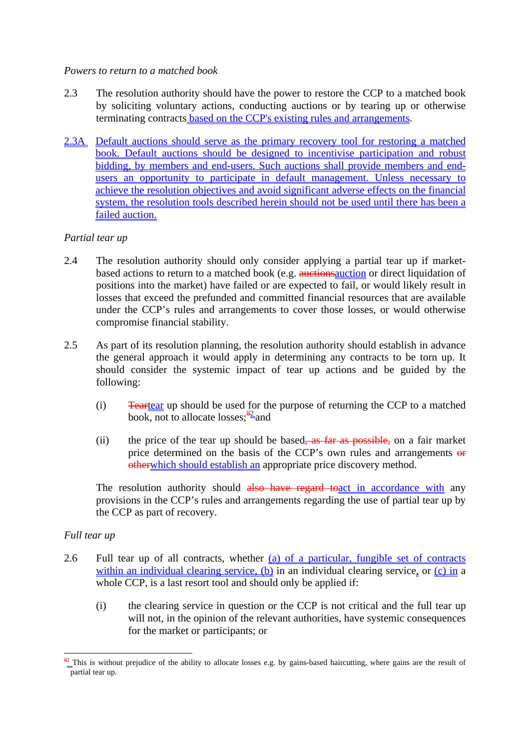*Powers to return to a matched book*

2.3 The resolution authority should have the power to restore the CCP to a matched book by soliciting voluntary actions, conducting auctions or by tearing up or otherwise terminating contracts based on the CCP's existing rules and arrangements.

2.3A Default auctions should serve as the primary recovery tool for restoring a matched book. Default auctions should be designed to incentivise participation and robust bidding, by members and end-users. Such auctions shall provide members and end-users an opportunity to participate in default management. Unless necessary to achieve the resolution objectives and avoid significant adverse effects on the financial system, the resolution tools described herein should not be used until there has been a failed auction.

*Partial tear up*

2.4 The resolution authority should only consider applying a partial tear up if market-based actions to return to a matched book (e.g. ~~auctions~~auction or direct liquidation of positions into the market) have failed or are expected to fail, or would likely result in losses that exceed the prefunded and committed financial resources that are available under the CCP's rules and arrangements to cover those losses, or would otherwise compromise financial stability.

2.5 As part of its resolution planning, the resolution authority should establish in advance the general approach it would apply in determining any contracts to be torn up. It should consider the systemic impact of tear up actions and be guided by the following:

(i) ~~Tear~~tear up should be used for the purpose of returning the CCP to a matched book, not to allocate losses;~~[8]~~[2] and

(ii) the price of the tear up should be based~~, as far as possible,~~ on a fair market price determined on the basis of the CCP's own rules and arrangements ~~or other~~which should establish an appropriate price discovery method.

The resolution authority should ~~also have regard to~~act in accordance with any provisions in the CCP's rules and arrangements regarding the use of partial tear up by the CCP as part of recovery.

*Full tear up*

2.6 Full tear up of all contracts, whether (a) of a particular, fungible set of contracts within an individual clearing service, (b) in an individual clearing service, or (c) in a whole CCP, is a last resort tool and should only be applied if:

(i) the clearing service in question or the CCP is not critical and the full tear up will not, in the opinion of the relevant authorities, have systemic consequences for the market or participants; or

---

~~[8]~~[2] This is without prejudice to the ability to allocate losses e.g. by gains-based haircutting, where gains are the result of partial tear up.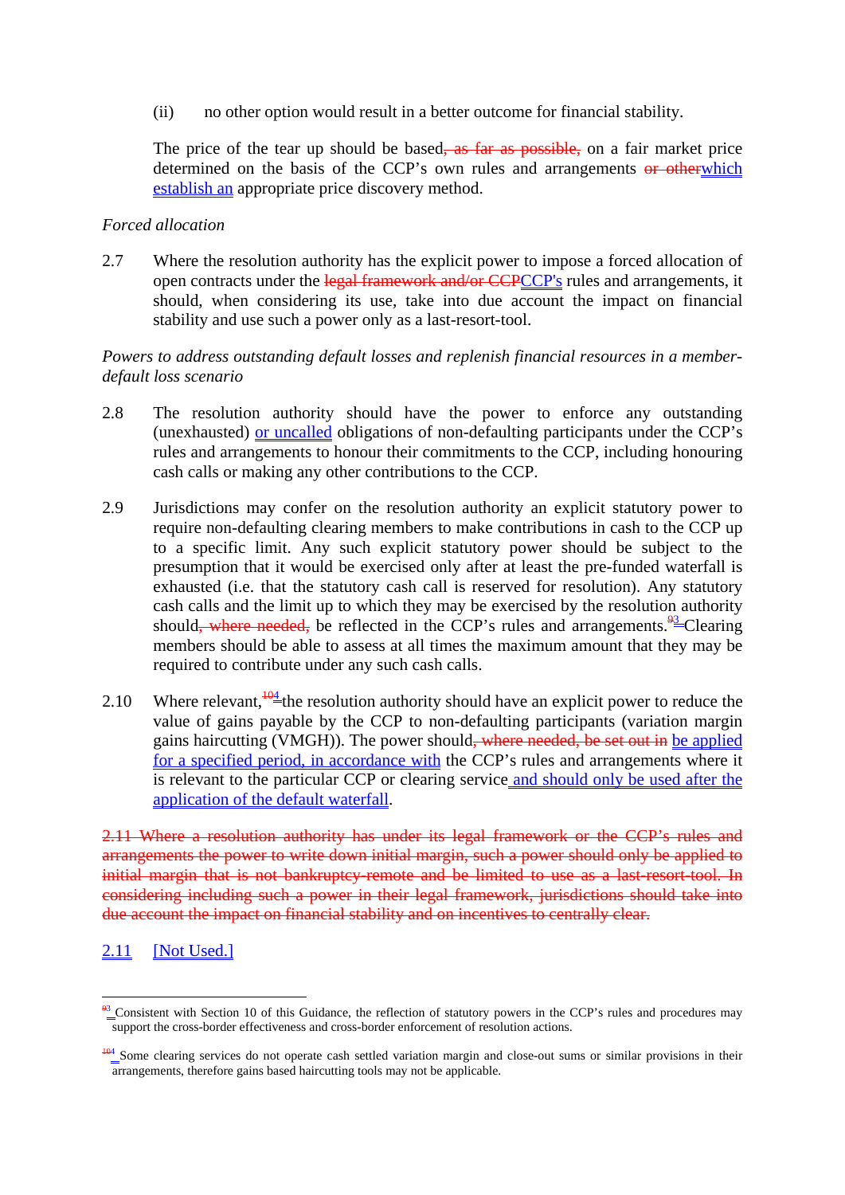(ii) no other option would result in a better outcome for financial stability.

The price of the tear up should be based~~, as far as possible,~~ on a fair market price determined on the basis of the CCP's own rules and arrangements ~~or other~~which establish an appropriate price discovery method.

*Forced allocation*

2.7 Where the resolution authority has the explicit power to impose a forced allocation of open contracts under the ~~legal framework and/or CCP~~CCP's rules and arrangements, it should, when considering its use, take into due account the impact on financial stability and use such a power only as a last-resort-tool.

*Powers to address outstanding default losses and replenish financial resources in a member-default loss scenario*

2.8 The resolution authority should have the power to enforce any outstanding (unexhausted) or uncalled obligations of non-defaulting participants under the CCP's rules and arrangements to honour their commitments to the CCP, including honouring cash calls or making any other contributions to the CCP.

2.9 Jurisdictions may confer on the resolution authority an explicit statutory power to require non-defaulting clearing members to make contributions in cash to the CCP up to a specific limit. Any such explicit statutory power should be subject to the presumption that it would be exercised only after at least the pre-funded waterfall is exhausted (i.e. that the statutory cash call is reserved for resolution). Any statutory cash calls and the limit up to which they may be exercised by the resolution authority should~~, where needed,~~ be reflected in the CCP's rules and arrangements.[~~9~~3] Clearing members should be able to assess at all times the maximum amount that they may be required to contribute under any such cash calls.

2.10 Where relevant,[~~10~~4] the resolution authority should have an explicit power to reduce the value of gains payable by the CCP to non-defaulting participants (variation margin gains haircutting (VMGH)). The power should~~, where needed, be set out in~~ be applied for a specified period, in accordance with the CCP's rules and arrangements where it is relevant to the particular CCP or clearing service and should only be used after the application of the default waterfall.

~~2.11 Where a resolution authority has under its legal framework or the CCP's rules and arrangements the power to write down initial margin, such a power should only be applied to initial margin that is not bankruptcy-remote and be limited to use as a last-resort-tool. In considering including such a power in their legal framework, jurisdictions should take into due account the impact on financial stability and on incentives to centrally clear.~~

2.11 [Not Used.]

---

[~~9~~3] Consistent with Section 10 of this Guidance, the reflection of statutory powers in the CCP's rules and procedures may support the cross-border effectiveness and cross-border enforcement of resolution actions.

[~~10~~4] Some clearing services do not operate cash settled variation margin and close-out sums or similar provisions in their arrangements, therefore gains based haircutting tools may not be applicable.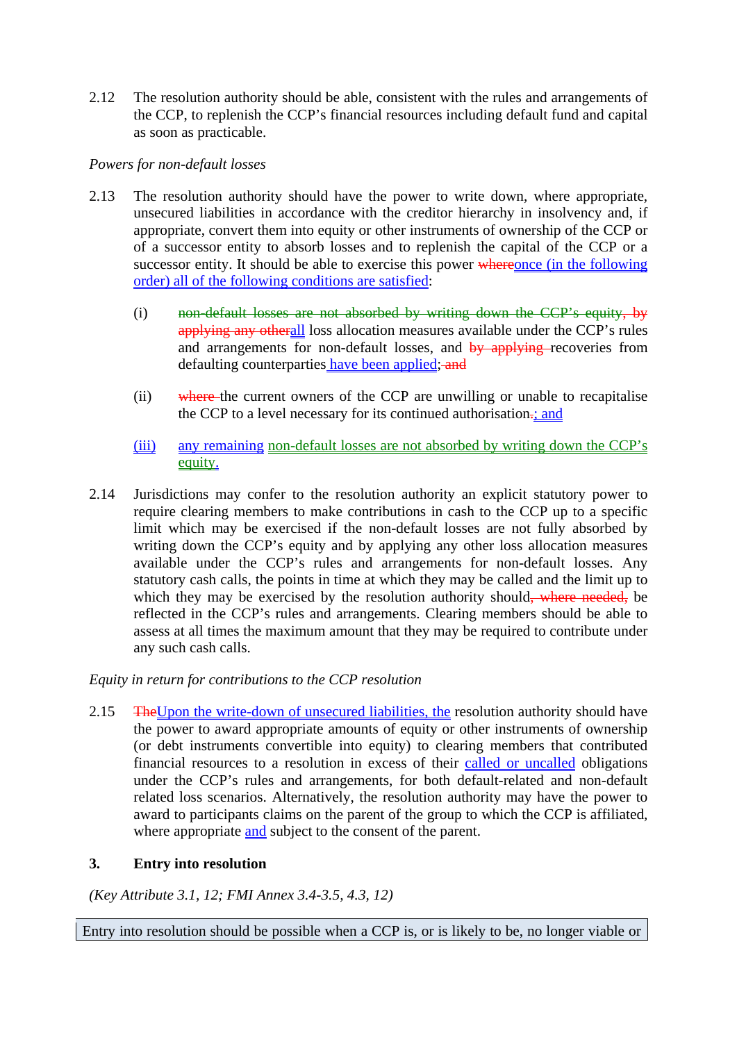2.12 The resolution authority should be able, consistent with the rules and arrangements of the CCP, to replenish the CCP's financial resources including default fund and capital as soon as practicable.

*Powers for non-default losses*

2.13 The resolution authority should have the power to write down, where appropriate, unsecured liabilities in accordance with the creditor hierarchy in insolvency and, if appropriate, convert them into equity or other instruments of ownership of the CCP or of a successor entity to absorb losses and to replenish the capital of the CCP or a successor entity. It should be able to exercise this power ~~where~~once (in the following order) all of the following conditions are satisfied:

(i) ~~non-default losses are not absorbed by writing down the CCP's equity, by applying any other~~all loss allocation measures available under the CCP's rules and arrangements for non-default losses, and ~~by applying~~ recoveries from defaulting counterparties have been applied; ~~and~~

(ii) ~~where~~ the current owners of the CCP are unwilling or unable to recapitalise the CCP to a level necessary for its continued authorisation~~.~~; and

(iii) any remaining non-default losses are not absorbed by writing down the CCP's equity.

2.14 Jurisdictions may confer to the resolution authority an explicit statutory power to require clearing members to make contributions in cash to the CCP up to a specific limit which may be exercised if the non-default losses are not fully absorbed by writing down the CCP's equity and by applying any other loss allocation measures available under the CCP's rules and arrangements for non-default losses. Any statutory cash calls, the points in time at which they may be called and the limit up to which they may be exercised by the resolution authority should~~, where needed,~~ be reflected in the CCP's rules and arrangements. Clearing members should be able to assess at all times the maximum amount that they may be required to contribute under any such cash calls.

*Equity in return for contributions to the CCP resolution*

2.15 ~~The~~Upon the write-down of unsecured liabilities, the resolution authority should have the power to award appropriate amounts of equity or other instruments of ownership (or debt instruments convertible into equity) to clearing members that contributed financial resources to a resolution in excess of their called or uncalled obligations under the CCP's rules and arrangements, for both default-related and non-default related loss scenarios. Alternatively, the resolution authority may have the power to award to participants claims on the parent of the group to which the CCP is affiliated, where appropriate and subject to the consent of the parent.

## 3. Entry into resolution

*(Key Attribute 3.1, 12; FMI Annex 3.4-3.5, 4.3, 12)*

Entry into resolution should be possible when a CCP is, or is likely to be, no longer viable or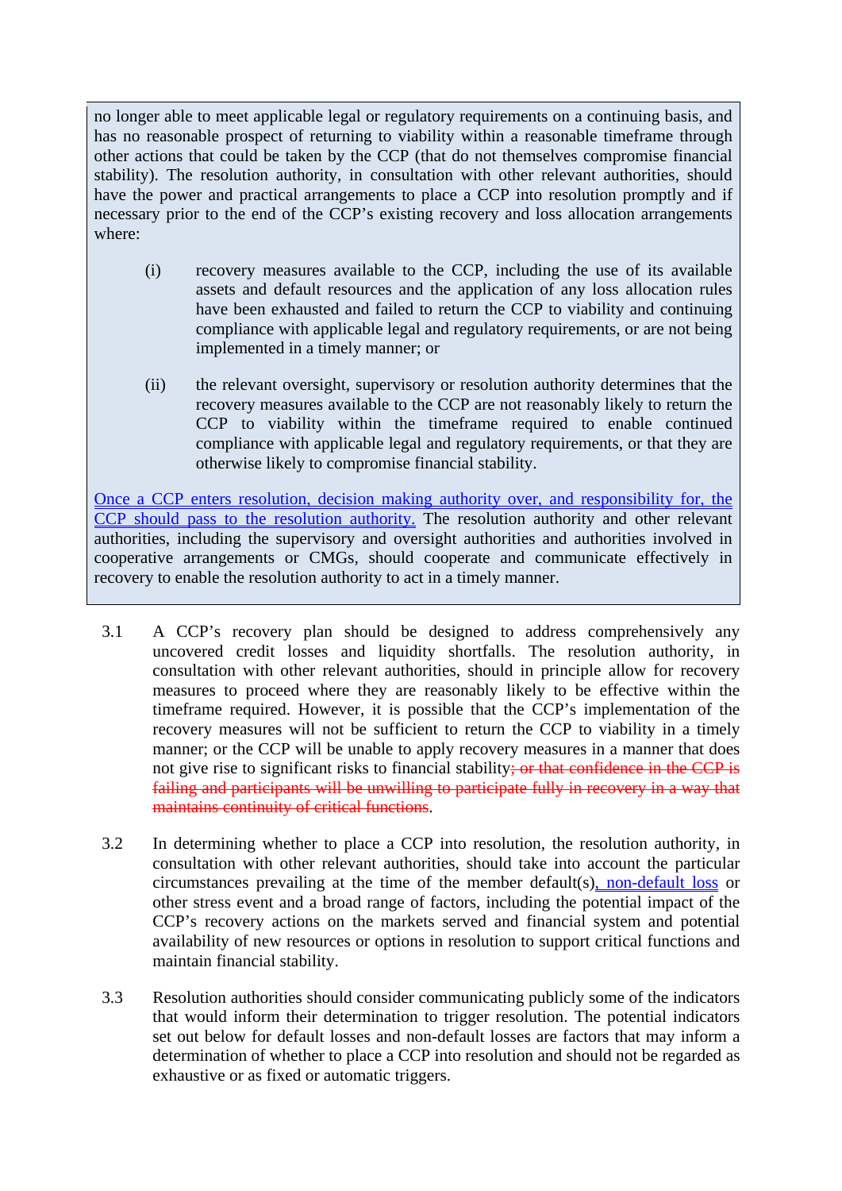no longer able to meet applicable legal or regulatory requirements on a continuing basis, and has no reasonable prospect of returning to viability within a reasonable timeframe through other actions that could be taken by the CCP (that do not themselves compromise financial stability). The resolution authority, in consultation with other relevant authorities, should have the power and practical arrangements to place a CCP into resolution promptly and if necessary prior to the end of the CCP's existing recovery and loss allocation arrangements where:

(i) recovery measures available to the CCP, including the use of its available assets and default resources and the application of any loss allocation rules have been exhausted and failed to return the CCP to viability and continuing compliance with applicable legal and regulatory requirements, or are not being implemented in a timely manner; or

(ii) the relevant oversight, supervisory or resolution authority determines that the recovery measures available to the CCP are not reasonably likely to return the CCP to viability within the timeframe required to enable continued compliance with applicable legal and regulatory requirements, or that they are otherwise likely to compromise financial stability.

<u>Once a CCP enters resolution, decision making authority over, and responsibility for, the CCP should pass to the resolution authority.</u> The resolution authority and other relevant authorities, including the supervisory and oversight authorities and authorities involved in cooperative arrangements or CMGs, should cooperate and communicate effectively in recovery to enable the resolution authority to act in a timely manner.

3.1 A CCP's recovery plan should be designed to address comprehensively any uncovered credit losses and liquidity shortfalls. The resolution authority, in consultation with other relevant authorities, should in principle allow for recovery measures to proceed where they are reasonably likely to be effective within the timeframe required. However, it is possible that the CCP's implementation of the recovery measures will not be sufficient to return the CCP to viability in a timely manner; or the CCP will be unable to apply recovery measures in a manner that does not give rise to significant risks to financial stability~~; or that confidence in the CCP is failing and participants will be unwilling to participate fully in recovery in a way that maintains continuity of critical functions~~.

3.2 In determining whether to place a CCP into resolution, the resolution authority, in consultation with other relevant authorities, should take into account the particular circumstances prevailing at the time of the member default(s)<u>, non-default loss</u> or other stress event and a broad range of factors, including the potential impact of the CCP's recovery actions on the markets served and financial system and potential availability of new resources or options in resolution to support critical functions and maintain financial stability.

3.3 Resolution authorities should consider communicating publicly some of the indicators that would inform their determination to trigger resolution. The potential indicators set out below for default losses and non-default losses are factors that may inform a determination of whether to place a CCP into resolution and should not be regarded as exhaustive or as fixed or automatic triggers.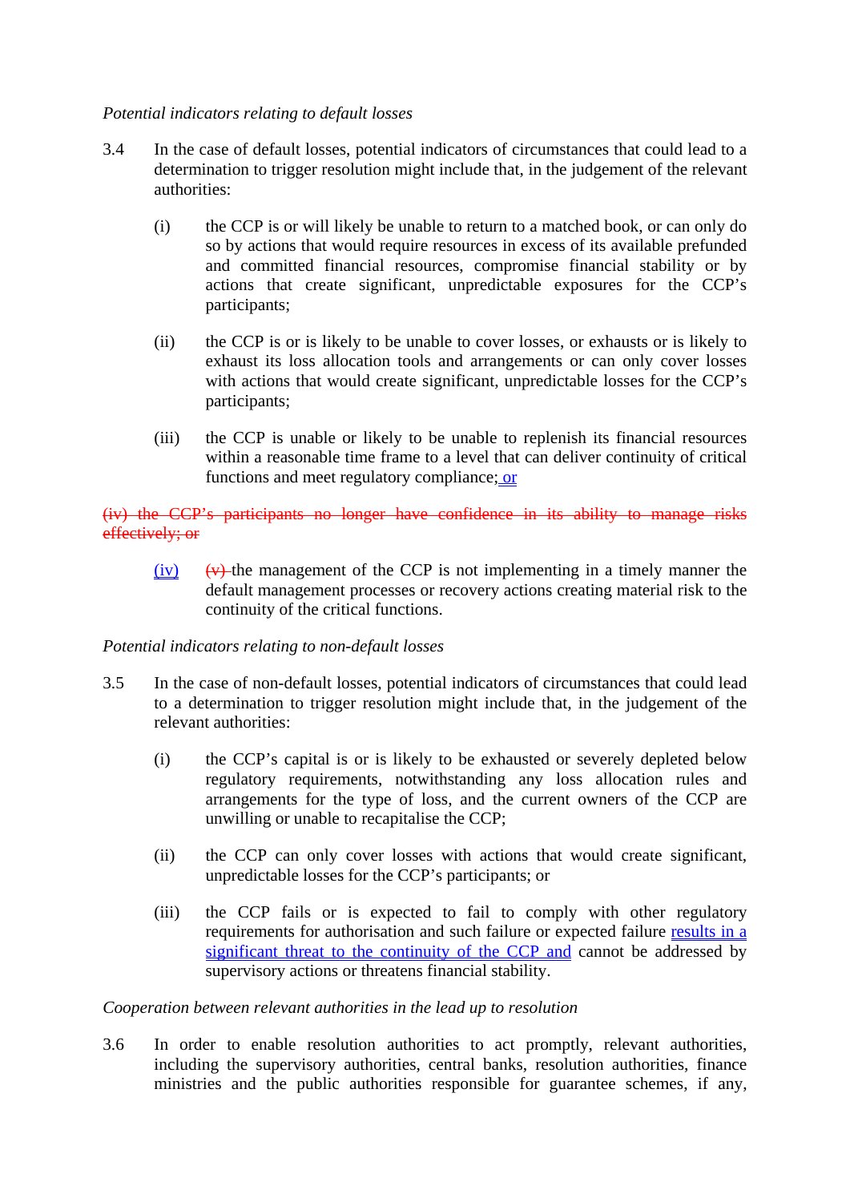*Potential indicators relating to default losses*

3.4 In the case of default losses, potential indicators of circumstances that could lead to a determination to trigger resolution might include that, in the judgement of the relevant authorities:

(i) the CCP is or will likely be unable to return to a matched book, or can only do so by actions that would require resources in excess of its available prefunded and committed financial resources, compromise financial stability or by actions that create significant, unpredictable exposures for the CCP's participants;

(ii) the CCP is or is likely to be unable to cover losses, or exhausts or is likely to exhaust its loss allocation tools and arrangements or can only cover losses with actions that would create significant, unpredictable losses for the CCP's participants;

(iii) the CCP is unable or likely to be unable to replenish its financial resources within a reasonable time frame to a level that can deliver continuity of critical functions and meet regulatory compliance; or

~~(iv) the CCP's participants no longer have confidence in its ability to manage risks effectively; or~~

(iv) ~~(v)~~ the management of the CCP is not implementing in a timely manner the default management processes or recovery actions creating material risk to the continuity of the critical functions.

*Potential indicators relating to non-default losses*

3.5 In the case of non-default losses, potential indicators of circumstances that could lead to a determination to trigger resolution might include that, in the judgement of the relevant authorities:

(i) the CCP's capital is or is likely to be exhausted or severely depleted below regulatory requirements, notwithstanding any loss allocation rules and arrangements for the type of loss, and the current owners of the CCP are unwilling or unable to recapitalise the CCP;

(ii) the CCP can only cover losses with actions that would create significant, unpredictable losses for the CCP's participants; or

(iii) the CCP fails or is expected to fail to comply with other regulatory requirements for authorisation and such failure or expected failure results in a significant threat to the continuity of the CCP and cannot be addressed by supervisory actions or threatens financial stability.

*Cooperation between relevant authorities in the lead up to resolution*

3.6 In order to enable resolution authorities to act promptly, relevant authorities, including the supervisory authorities, central banks, resolution authorities, finance ministries and the public authorities responsible for guarantee schemes, if any,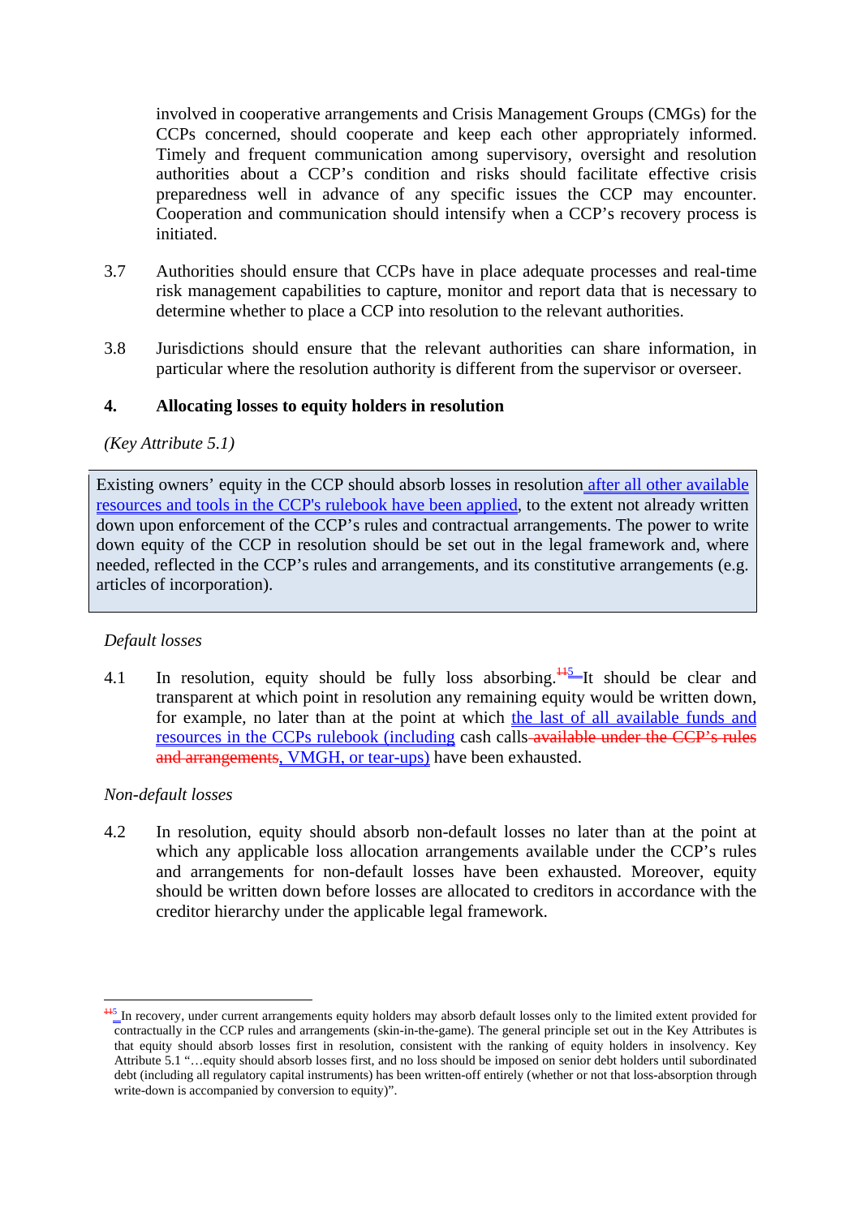involved in cooperative arrangements and Crisis Management Groups (CMGs) for the CCPs concerned, should cooperate and keep each other appropriately informed. Timely and frequent communication among supervisory, oversight and resolution authorities about a CCP's condition and risks should facilitate effective crisis preparedness well in advance of any specific issues the CCP may encounter. Cooperation and communication should intensify when a CCP's recovery process is initiated.

3.7 Authorities should ensure that CCPs have in place adequate processes and real-time risk management capabilities to capture, monitor and report data that is necessary to determine whether to place a CCP into resolution to the relevant authorities.

3.8 Jurisdictions should ensure that the relevant authorities can share information, in particular where the resolution authority is different from the supervisor or overseer.

## 4. Allocating losses to equity holders in resolution

*(Key Attribute 5.1)*

> Existing owners' equity in the CCP should absorb losses in resolution after all other available resources and tools in the CCP's rulebook have been applied, to the extent not already written down upon enforcement of the CCP's rules and contractual arrangements. The power to write down equity of the CCP in resolution should be set out in the legal framework and, where needed, reflected in the CCP's rules and arrangements, and its constitutive arrangements (e.g. articles of incorporation).

*Default losses*

4.1 In resolution, equity should be fully loss absorbing.[~~11~~5] It should be clear and transparent at which point in resolution any remaining equity would be written down, for example, no later than at the point at which the last of all available funds and resources in the CCPs rulebook (including cash calls ~~available under the CCP's rules and arrangements~~, VMGH, or tear-ups) have been exhausted.

*Non-default losses*

4.2 In resolution, equity should absorb non-default losses no later than at the point at which any applicable loss allocation arrangements available under the CCP's rules and arrangements for non-default losses have been exhausted. Moreover, equity should be written down before losses are allocated to creditors in accordance with the creditor hierarchy under the applicable legal framework.

---

[~~11~~5] In recovery, under current arrangements equity holders may absorb default losses only to the limited extent provided for contractually in the CCP rules and arrangements (skin-in-the-game). The general principle set out in the Key Attributes is that equity should absorb losses first in resolution, consistent with the ranking of equity holders in insolvency. Key Attribute 5.1 "…equity should absorb losses first, and no loss should be imposed on senior debt holders until subordinated debt (including all regulatory capital instruments) has been written-off entirely (whether or not that loss-absorption through write-down is accompanied by conversion to equity)".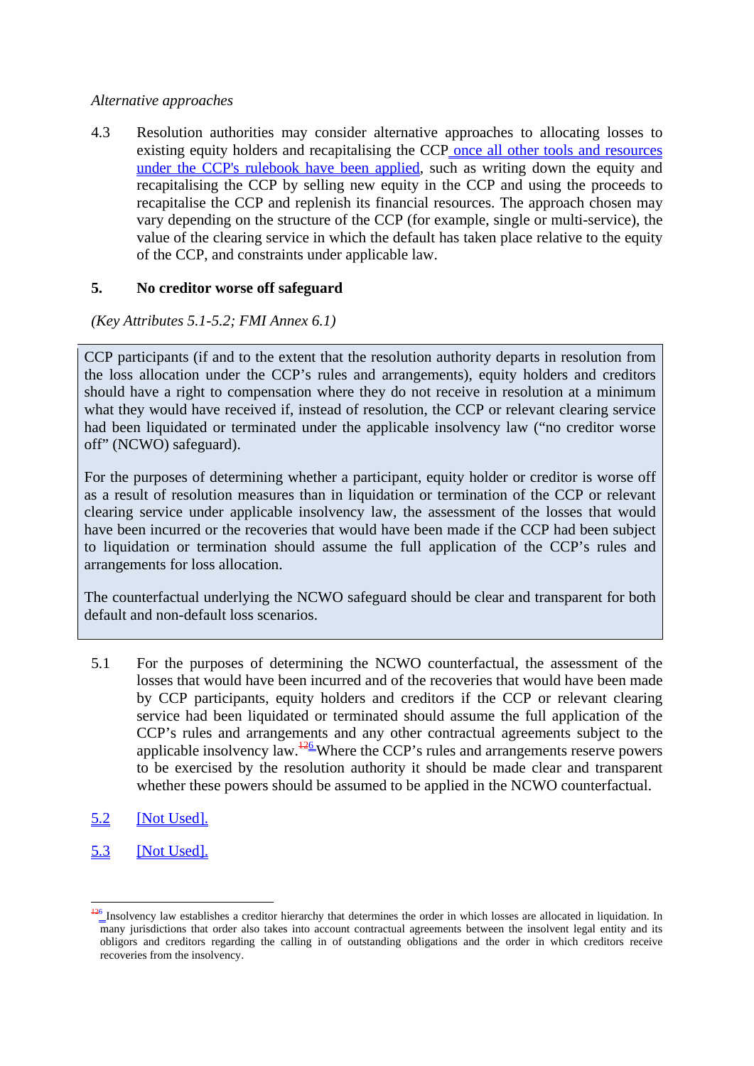*Alternative approaches*

4.3 Resolution authorities may consider alternative approaches to allocating losses to existing equity holders and recapitalising the CCP once all other tools and resources under the CCP's rulebook have been applied, such as writing down the equity and recapitalising the CCP by selling new equity in the CCP and using the proceeds to recapitalise the CCP and replenish its financial resources. The approach chosen may vary depending on the structure of the CCP (for example, single or multi-service), the value of the clearing service in which the default has taken place relative to the equity of the CCP, and constraints under applicable law.

## 5. No creditor worse off safeguard

*(Key Attributes 5.1-5.2; FMI Annex 6.1)*

> CCP participants (if and to the extent that the resolution authority departs in resolution from the loss allocation under the CCP's rules and arrangements), equity holders and creditors should have a right to compensation where they do not receive in resolution at a minimum what they would have received if, instead of resolution, the CCP or relevant clearing service had been liquidated or terminated under the applicable insolvency law ("no creditor worse off" (NCWO) safeguard).
>
> For the purposes of determining whether a participant, equity holder or creditor is worse off as a result of resolution measures than in liquidation or termination of the CCP or relevant clearing service under applicable insolvency law, the assessment of the losses that would have been incurred or the recoveries that would have been made if the CCP had been subject to liquidation or termination should assume the full application of the CCP's rules and arrangements for loss allocation.
>
> The counterfactual underlying the NCWO safeguard should be clear and transparent for both default and non-default loss scenarios.

5.1 For the purposes of determining the NCWO counterfactual, the assessment of the losses that would have been incurred and of the recoveries that would have been made by CCP participants, equity holders and creditors if the CCP or relevant clearing service had been liquidated or terminated should assume the full application of the CCP's rules and arrangements and any other contractual agreements subject to the applicable insolvency law.[6] Where the CCP's rules and arrangements reserve powers to be exercised by the resolution authority it should be made clear and transparent whether these powers should be assumed to be applied in the NCWO counterfactual.

5.2 [Not Used].

5.3 [Not Used].

[6] Insolvency law establishes a creditor hierarchy that determines the order in which losses are allocated in liquidation. In many jurisdictions that order also takes into account contractual agreements between the insolvent legal entity and its obligors and creditors regarding the calling in of outstanding obligations and the order in which creditors receive recoveries from the insolvency.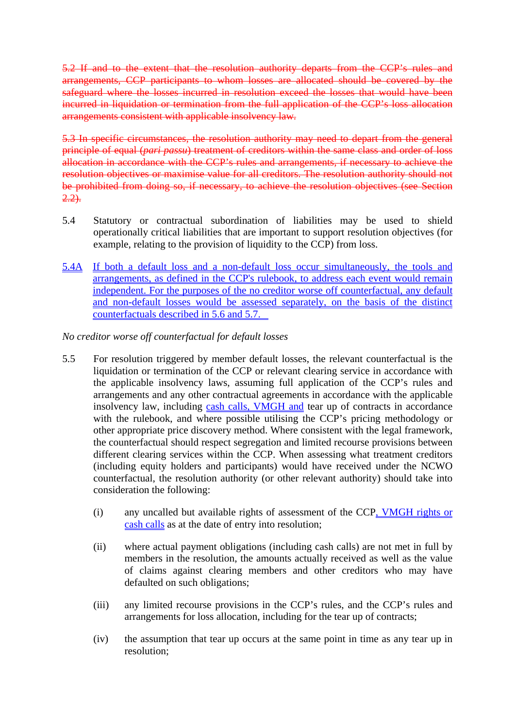~~5.2 If and to the extent that the resolution authority departs from the CCP's rules and arrangements, CCP participants to whom losses are allocated should be covered by the safeguard where the losses incurred in resolution exceed the losses that would have been incurred in liquidation or termination from the full application of the CCP's loss allocation arrangements consistent with applicable insolvency law.~~

~~5.3 In specific circumstances, the resolution authority may need to depart from the general principle of equal (*pari passu*) treatment of creditors within the same class and order of loss allocation in accordance with the CCP's rules and arrangements, if necessary to achieve the resolution objectives or maximise value for all creditors. The resolution authority should not be prohibited from doing so, if necessary, to achieve the resolution objectives (see Section 2.2).~~

5.4 Statutory or contractual subordination of liabilities may be used to shield operationally critical liabilities that are important to support resolution objectives (for example, relating to the provision of liquidity to the CCP) from loss.

<u>5.4A If both a default loss and a non-default loss occur simultaneously, the tools and arrangements, as defined in the CCP's rulebook, to address each event would remain independent. For the purposes of the no creditor worse off counterfactual, any default and non-default losses would be assessed separately, on the basis of the distinct counterfactuals described in 5.6 and 5.7.</u>

*No creditor worse off counterfactual for default losses*

5.5 For resolution triggered by member default losses, the relevant counterfactual is the liquidation or termination of the CCP or relevant clearing service in accordance with the applicable insolvency laws, assuming full application of the CCP's rules and arrangements and any other contractual agreements in accordance with the applicable insolvency law, including <u>cash calls, VMGH and</u> tear up of contracts in accordance with the rulebook, and where possible utilising the CCP's pricing methodology or other appropriate price discovery method. Where consistent with the legal framework, the counterfactual should respect segregation and limited recourse provisions between different clearing services within the CCP. When assessing what treatment creditors (including equity holders and participants) would have received under the NCWO counterfactual, the resolution authority (or other relevant authority) should take into consideration the following:

(i) any uncalled but available rights of assessment of the CCP<u>, VMGH rights or cash calls</u> as at the date of entry into resolution;

(ii) where actual payment obligations (including cash calls) are not met in full by members in the resolution, the amounts actually received as well as the value of claims against clearing members and other creditors who may have defaulted on such obligations;

(iii) any limited recourse provisions in the CCP's rules, and the CCP's rules and arrangements for loss allocation, including for the tear up of contracts;

(iv) the assumption that tear up occurs at the same point in time as any tear up in resolution;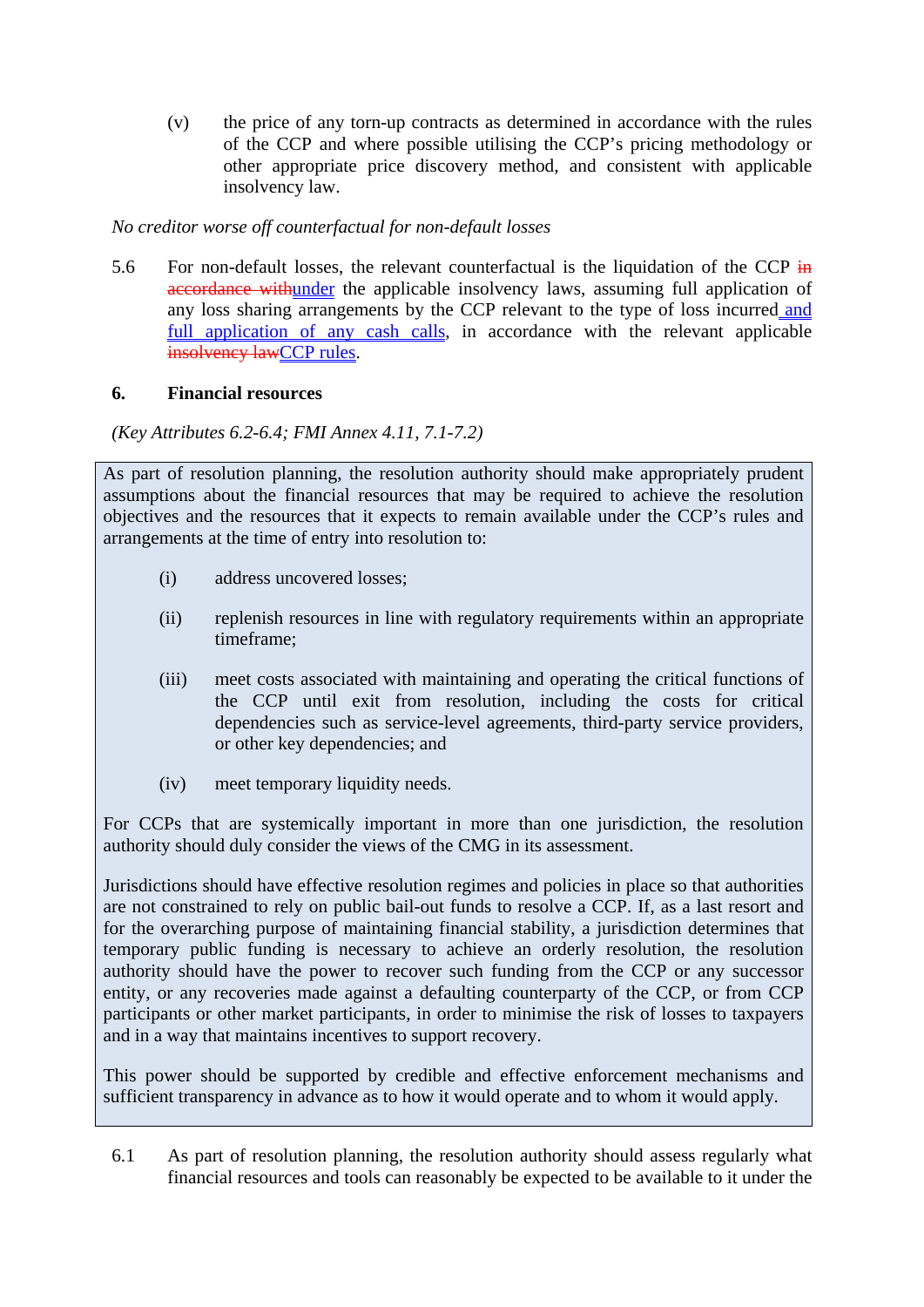(v) the price of any torn-up contracts as determined in accordance with the rules of the CCP and where possible utilising the CCP's pricing methodology or other appropriate price discovery method, and consistent with applicable insolvency law.

*No creditor worse off counterfactual for non-default losses*

5.6 For non-default losses, the relevant counterfactual is the liquidation of the CCP ~~in accordance with~~<u>under</u> the applicable insolvency laws, assuming full application of any loss sharing arrangements by the CCP relevant to the type of loss incurred<u> and full application of any cash calls</u>, in accordance with the relevant applicable ~~insolvency law~~<u>CCP rules</u>.

## 6. Financial resources

*(Key Attributes 6.2-6.4; FMI Annex 4.11, 7.1-7.2)*

> As part of resolution planning, the resolution authority should make appropriately prudent assumptions about the financial resources that may be required to achieve the resolution objectives and the resources that it expects to remain available under the CCP's rules and arrangements at the time of entry into resolution to:
>
> (i) address uncovered losses;
>
> (ii) replenish resources in line with regulatory requirements within an appropriate timeframe;
>
> (iii) meet costs associated with maintaining and operating the critical functions of the CCP until exit from resolution, including the costs for critical dependencies such as service-level agreements, third-party service providers, or other key dependencies; and
>
> (iv) meet temporary liquidity needs.
>
> For CCPs that are systemically important in more than one jurisdiction, the resolution authority should duly consider the views of the CMG in its assessment.
>
> Jurisdictions should have effective resolution regimes and policies in place so that authorities are not constrained to rely on public bail-out funds to resolve a CCP. If, as a last resort and for the overarching purpose of maintaining financial stability, a jurisdiction determines that temporary public funding is necessary to achieve an orderly resolution, the resolution authority should have the power to recover such funding from the CCP or any successor entity, or any recoveries made against a defaulting counterparty of the CCP, or from CCP participants or other market participants, in order to minimise the risk of losses to taxpayers and in a way that maintains incentives to support recovery.
>
> This power should be supported by credible and effective enforcement mechanisms and sufficient transparency in advance as to how it would operate and to whom it would apply.

6.1 As part of resolution planning, the resolution authority should assess regularly what financial resources and tools can reasonably be expected to be available to it under the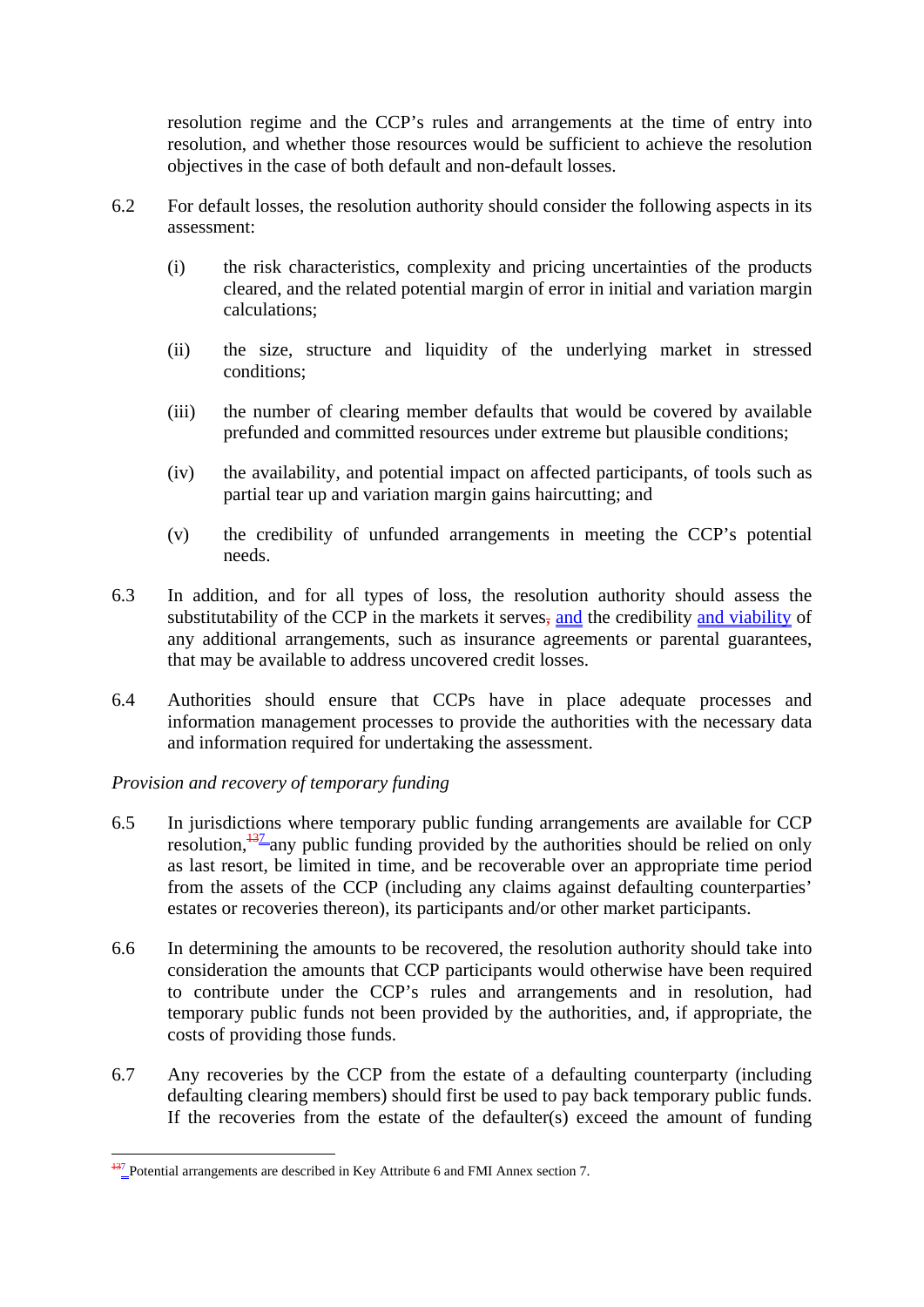resolution regime and the CCP's rules and arrangements at the time of entry into resolution, and whether those resources would be sufficient to achieve the resolution objectives in the case of both default and non-default losses.

6.2 For default losses, the resolution authority should consider the following aspects in its assessment:

(i) the risk characteristics, complexity and pricing uncertainties of the products cleared, and the related potential margin of error in initial and variation margin calculations;

(ii) the size, structure and liquidity of the underlying market in stressed conditions;

(iii) the number of clearing member defaults that would be covered by available prefunded and committed resources under extreme but plausible conditions;

(iv) the availability, and potential impact on affected participants, of tools such as partial tear up and variation margin gains haircutting; and

(v) the credibility of unfunded arrangements in meeting the CCP's potential needs.

6.3 In addition, and for all types of loss, the resolution authority should assess the substitutability of the CCP in the markets it serves, and the credibility and viability of any additional arrangements, such as insurance agreements or parental guarantees, that may be available to address uncovered credit losses.

6.4 Authorities should ensure that CCPs have in place adequate processes and information management processes to provide the authorities with the necessary data and information required for undertaking the assessment.

*Provision and recovery of temporary funding*

6.5 In jurisdictions where temporary public funding arrangements are available for CCP resolution,[7] any public funding provided by the authorities should be relied on only as last resort, be limited in time, and be recoverable over an appropriate time period from the assets of the CCP (including any claims against defaulting counterparties' estates or recoveries thereon), its participants and/or other market participants.

6.6 In determining the amounts to be recovered, the resolution authority should take into consideration the amounts that CCP participants would otherwise have been required to contribute under the CCP's rules and arrangements and in resolution, had temporary public funds not been provided by the authorities, and, if appropriate, the costs of providing those funds.

6.7 Any recoveries by the CCP from the estate of a defaulting counterparty (including defaulting clearing members) should first be used to pay back temporary public funds. If the recoveries from the estate of the defaulter(s) exceed the amount of funding

[7] Potential arrangements are described in Key Attribute 6 and FMI Annex section 7.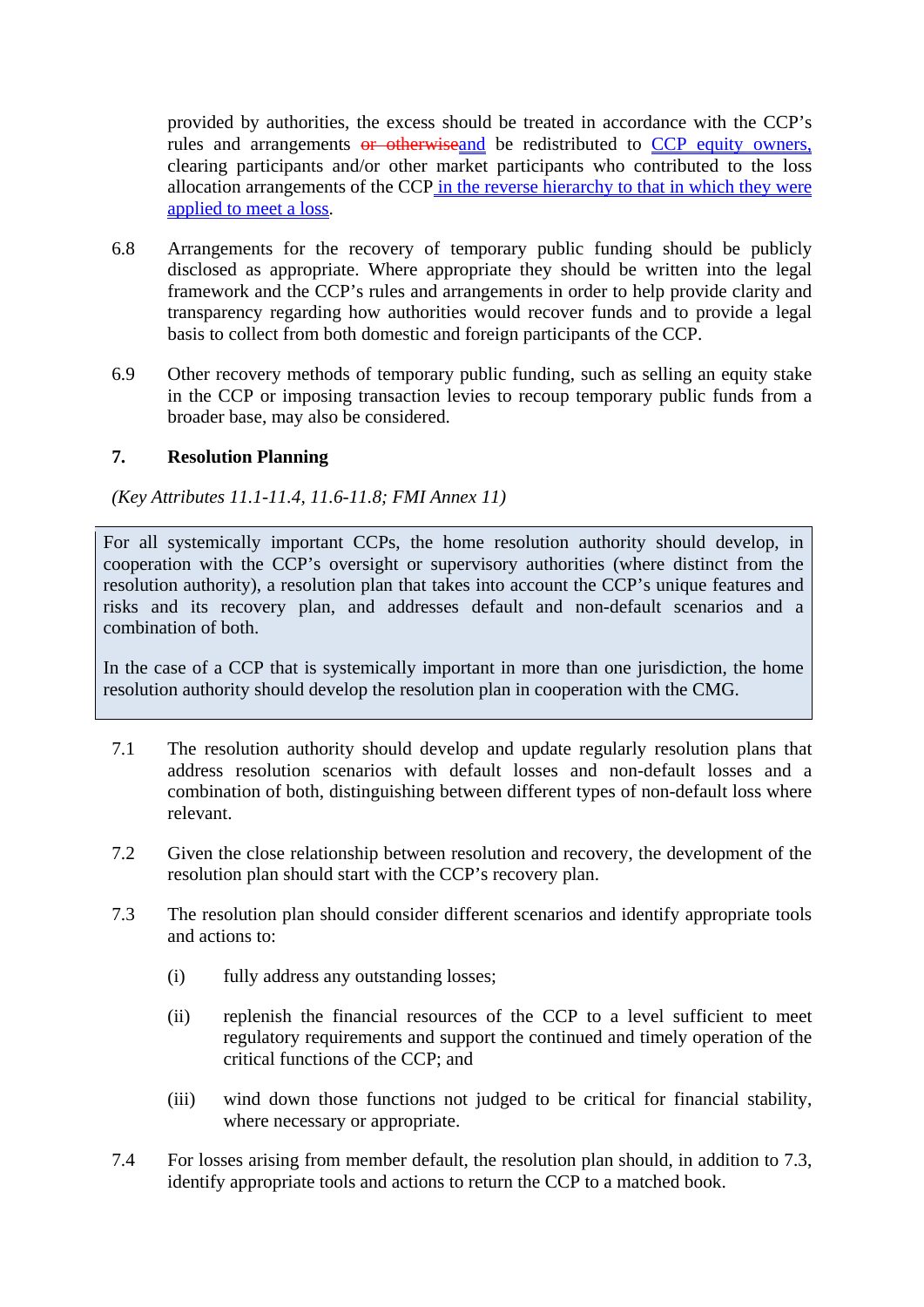provided by authorities, the excess should be treated in accordance with the CCP's rules and arrangements ~~or otherwise~~and be redistributed to CCP equity owners, clearing participants and/or other market participants who contributed to the loss allocation arrangements of the CCP in the reverse hierarchy to that in which they were applied to meet a loss.

6.8 Arrangements for the recovery of temporary public funding should be publicly disclosed as appropriate. Where appropriate they should be written into the legal framework and the CCP's rules and arrangements in order to help provide clarity and transparency regarding how authorities would recover funds and to provide a legal basis to collect from both domestic and foreign participants of the CCP.

6.9 Other recovery methods of temporary public funding, such as selling an equity stake in the CCP or imposing transaction levies to recoup temporary public funds from a broader base, may also be considered.

## 7. Resolution Planning

*(Key Attributes 11.1-11.4, 11.6-11.8; FMI Annex 11)*

> For all systemically important CCPs, the home resolution authority should develop, in cooperation with the CCP's oversight or supervisory authorities (where distinct from the resolution authority), a resolution plan that takes into account the CCP's unique features and risks and its recovery plan, and addresses default and non-default scenarios and a combination of both.
>
> In the case of a CCP that is systemically important in more than one jurisdiction, the home resolution authority should develop the resolution plan in cooperation with the CMG.

7.1 The resolution authority should develop and update regularly resolution plans that address resolution scenarios with default losses and non-default losses and a combination of both, distinguishing between different types of non-default loss where relevant.

7.2 Given the close relationship between resolution and recovery, the development of the resolution plan should start with the CCP's recovery plan.

7.3 The resolution plan should consider different scenarios and identify appropriate tools and actions to:

(i) fully address any outstanding losses;

(ii) replenish the financial resources of the CCP to a level sufficient to meet regulatory requirements and support the continued and timely operation of the critical functions of the CCP; and

(iii) wind down those functions not judged to be critical for financial stability, where necessary or appropriate.

7.4 For losses arising from member default, the resolution plan should, in addition to 7.3, identify appropriate tools and actions to return the CCP to a matched book.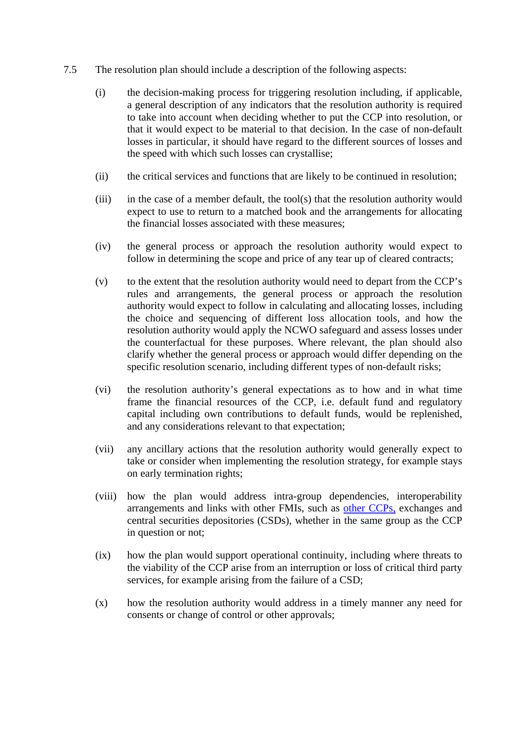7.5 The resolution plan should include a description of the following aspects:

(i) the decision-making process for triggering resolution including, if applicable, a general description of any indicators that the resolution authority is required to take into account when deciding whether to put the CCP into resolution, or that it would expect to be material to that decision. In the case of non-default losses in particular, it should have regard to the different sources of losses and the speed with which such losses can crystallise;

(ii) the critical services and functions that are likely to be continued in resolution;

(iii) in the case of a member default, the tool(s) that the resolution authority would expect to use to return to a matched book and the arrangements for allocating the financial losses associated with these measures;

(iv) the general process or approach the resolution authority would expect to follow in determining the scope and price of any tear up of cleared contracts;

(v) to the extent that the resolution authority would need to depart from the CCP's rules and arrangements, the general process or approach the resolution authority would expect to follow in calculating and allocating losses, including the choice and sequencing of different loss allocation tools, and how the resolution authority would apply the NCWO safeguard and assess losses under the counterfactual for these purposes. Where relevant, the plan should also clarify whether the general process or approach would differ depending on the specific resolution scenario, including different types of non-default risks;

(vi) the resolution authority's general expectations as to how and in what time frame the financial resources of the CCP, i.e. default fund and regulatory capital including own contributions to default funds, would be replenished, and any considerations relevant to that expectation;

(vii) any ancillary actions that the resolution authority would generally expect to take or consider when implementing the resolution strategy, for example stays on early termination rights;

(viii) how the plan would address intra-group dependencies, interoperability arrangements and links with other FMIs, such as other CCPs, exchanges and central securities depositories (CSDs), whether in the same group as the CCP in question or not;

(ix) how the plan would support operational continuity, including where threats to the viability of the CCP arise from an interruption or loss of critical third party services, for example arising from the failure of a CSD;

(x) how the resolution authority would address in a timely manner any need for consents or change of control or other approvals;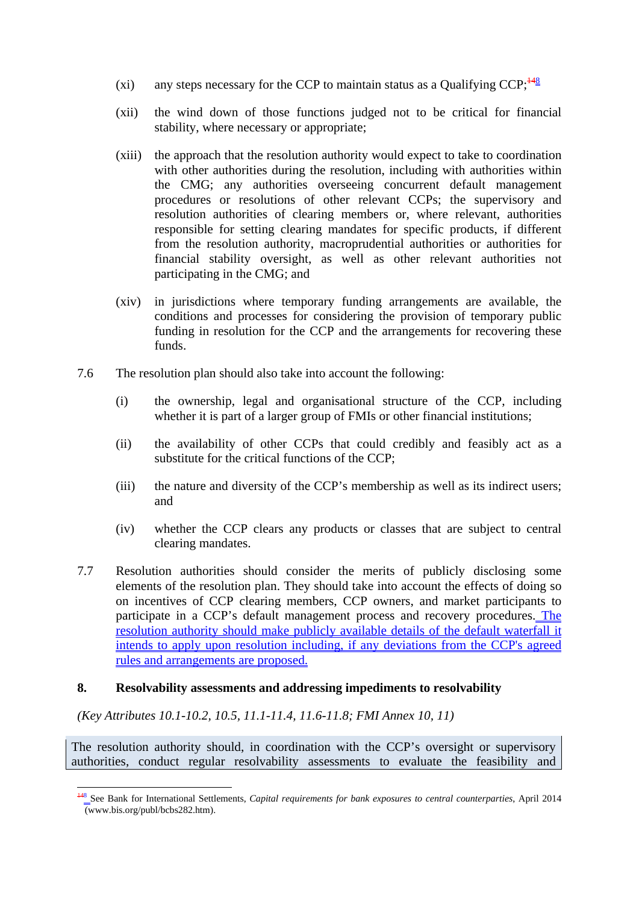(xi) any steps necessary for the CCP to maintain status as a Qualifying CCP;[8]

(xii) the wind down of those functions judged not to be critical for financial stability, where necessary or appropriate;

(xiii) the approach that the resolution authority would expect to take to coordination with other authorities during the resolution, including with authorities within the CMG; any authorities overseeing concurrent default management procedures or resolutions of other relevant CCPs; the supervisory and resolution authorities of clearing members or, where relevant, authorities responsible for setting clearing mandates for specific products, if different from the resolution authority, macroprudential authorities or authorities for financial stability oversight, as well as other relevant authorities not participating in the CMG; and

(xiv) in jurisdictions where temporary funding arrangements are available, the conditions and processes for considering the provision of temporary public funding in resolution for the CCP and the arrangements for recovering these funds.

7.6 The resolution plan should also take into account the following:

(i) the ownership, legal and organisational structure of the CCP, including whether it is part of a larger group of FMIs or other financial institutions;

(ii) the availability of other CCPs that could credibly and feasibly act as a substitute for the critical functions of the CCP;

(iii) the nature and diversity of the CCP's membership as well as its indirect users; and

(iv) whether the CCP clears any products or classes that are subject to central clearing mandates.

7.7 Resolution authorities should consider the merits of publicly disclosing some elements of the resolution plan. They should take into account the effects of doing so on incentives of CCP clearing members, CCP owners, and market participants to participate in a CCP's default management process and recovery procedures. The resolution authority should make publicly available details of the default waterfall it intends to apply upon resolution including, if any deviations from the CCP's agreed rules and arrangements are proposed.

## 8. Resolvability assessments and addressing impediments to resolvability

*(Key Attributes 10.1-10.2, 10.5, 11.1-11.4, 11.6-11.8; FMI Annex 10, 11)*

The resolution authority should, in coordination with the CCP's oversight or supervisory authorities, conduct regular resolvability assessments to evaluate the feasibility and

---

[8] See Bank for International Settlements, *Capital requirements for bank exposures to central counterparties*, April 2014 (www.bis.org/publ/bcbs282.htm).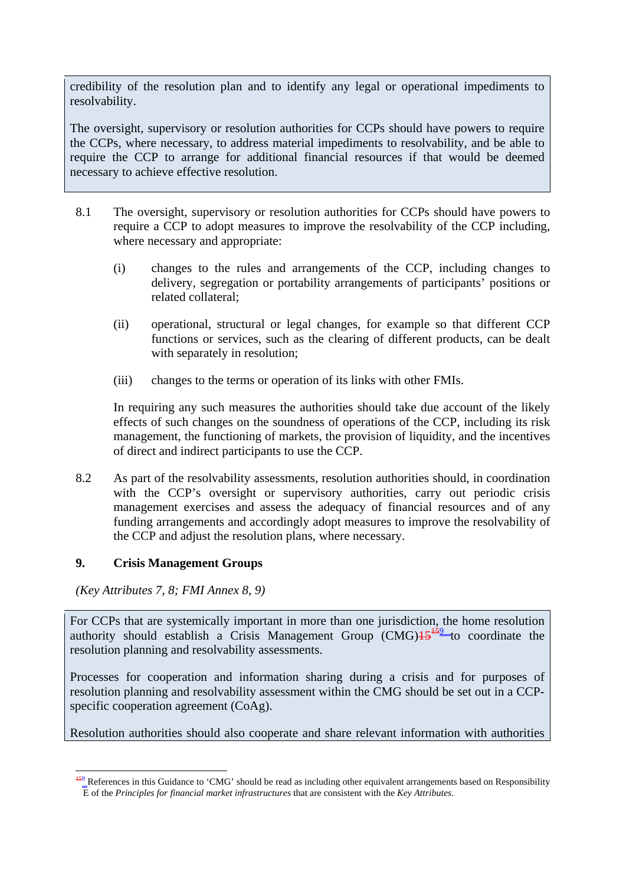credibility of the resolution plan and to identify any legal or operational impediments to resolvability.

The oversight, supervisory or resolution authorities for CCPs should have powers to require the CCPs, where necessary, to address material impediments to resolvability, and be able to require the CCP to arrange for additional financial resources if that would be deemed necessary to achieve effective resolution.

8.1 The oversight, supervisory or resolution authorities for CCPs should have powers to require a CCP to adopt measures to improve the resolvability of the CCP including, where necessary and appropriate:

(i) changes to the rules and arrangements of the CCP, including changes to delivery, segregation or portability arrangements of participants' positions or related collateral;

(ii) operational, structural or legal changes, for example so that different CCP functions or services, such as the clearing of different products, can be dealt with separately in resolution;

(iii) changes to the terms or operation of its links with other FMIs.

In requiring any such measures the authorities should take due account of the likely effects of such changes on the soundness of operations of the CCP, including its risk management, the functioning of markets, the provision of liquidity, and the incentives of direct and indirect participants to use the CCP.

8.2 As part of the resolvability assessments, resolution authorities should, in coordination with the CCP's oversight or supervisory authorities, carry out periodic crisis management exercises and assess the adequacy of financial resources and of any funding arrangements and accordingly adopt measures to improve the resolvability of the CCP and adjust the resolution plans, where necessary.

## 9. Crisis Management Groups

*(Key Attributes 7, 8; FMI Annex 8, 9)*

For CCPs that are systemically important in more than one jurisdiction, the home resolution authority should establish a Crisis Management Group (CMG)[9] to coordinate the resolution planning and resolvability assessments.

Processes for cooperation and information sharing during a crisis and for purposes of resolution planning and resolvability assessment within the CMG should be set out in a CCP-specific cooperation agreement (CoAg).

Resolution authorities should also cooperate and share relevant information with authorities

[9] References in this Guidance to 'CMG' should be read as including other equivalent arrangements based on Responsibility E of the *Principles for financial market infrastructures* that are consistent with the *Key Attributes*.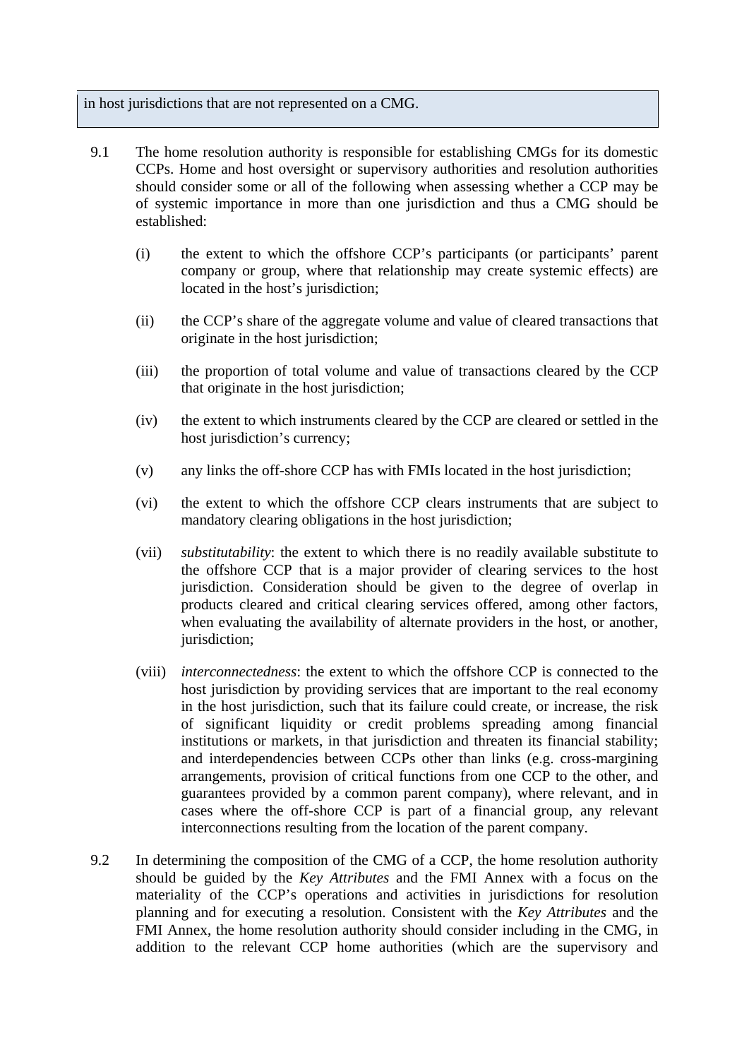in host jurisdictions that are not represented on a CMG.

9.1 The home resolution authority is responsible for establishing CMGs for its domestic CCPs. Home and host oversight or supervisory authorities and resolution authorities should consider some or all of the following when assessing whether a CCP may be of systemic importance in more than one jurisdiction and thus a CMG should be established:

(i) the extent to which the offshore CCP's participants (or participants' parent company or group, where that relationship may create systemic effects) are located in the host's jurisdiction;

(ii) the CCP's share of the aggregate volume and value of cleared transactions that originate in the host jurisdiction;

(iii) the proportion of total volume and value of transactions cleared by the CCP that originate in the host jurisdiction;

(iv) the extent to which instruments cleared by the CCP are cleared or settled in the host jurisdiction's currency;

(v) any links the off-shore CCP has with FMIs located in the host jurisdiction;

(vi) the extent to which the offshore CCP clears instruments that are subject to mandatory clearing obligations in the host jurisdiction;

(vii) *substitutability*: the extent to which there is no readily available substitute to the offshore CCP that is a major provider of clearing services to the host jurisdiction. Consideration should be given to the degree of overlap in products cleared and critical clearing services offered, among other factors, when evaluating the availability of alternate providers in the host, or another, jurisdiction;

(viii) *interconnectedness*: the extent to which the offshore CCP is connected to the host jurisdiction by providing services that are important to the real economy in the host jurisdiction, such that its failure could create, or increase, the risk of significant liquidity or credit problems spreading among financial institutions or markets, in that jurisdiction and threaten its financial stability; and interdependencies between CCPs other than links (e.g. cross-margining arrangements, provision of critical functions from one CCP to the other, and guarantees provided by a common parent company), where relevant, and in cases where the off-shore CCP is part of a financial group, any relevant interconnections resulting from the location of the parent company.

9.2 In determining the composition of the CMG of a CCP, the home resolution authority should be guided by the *Key Attributes* and the FMI Annex with a focus on the materiality of the CCP's operations and activities in jurisdictions for resolution planning and for executing a resolution. Consistent with the *Key Attributes* and the FMI Annex, the home resolution authority should consider including in the CMG, in addition to the relevant CCP home authorities (which are the supervisory and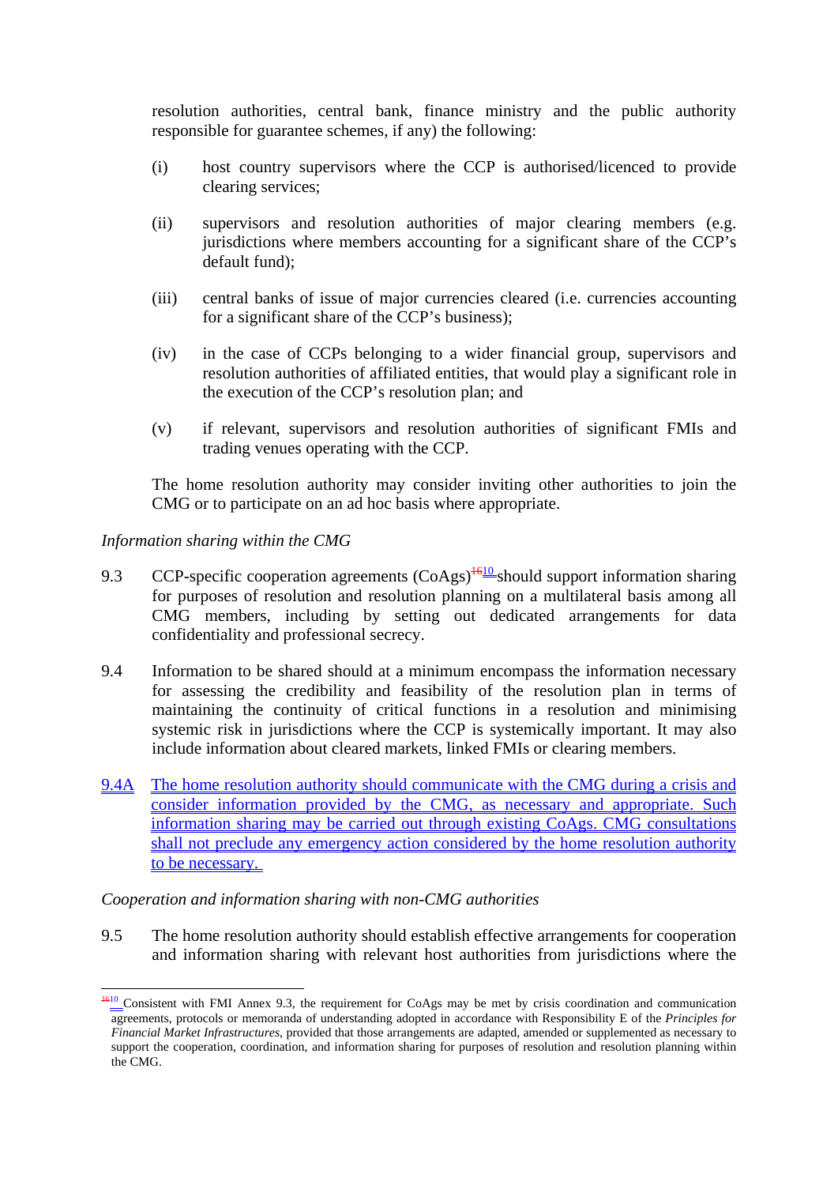resolution authorities, central bank, finance ministry and the public authority responsible for guarantee schemes, if any) the following:

(i) host country supervisors where the CCP is authorised/licenced to provide clearing services;

(ii) supervisors and resolution authorities of major clearing members (e.g. jurisdictions where members accounting for a significant share of the CCP's default fund);

(iii) central banks of issue of major currencies cleared (i.e. currencies accounting for a significant share of the CCP's business);

(iv) in the case of CCPs belonging to a wider financial group, supervisors and resolution authorities of affiliated entities, that would play a significant role in the execution of the CCP's resolution plan; and

(v) if relevant, supervisors and resolution authorities of significant FMIs and trading venues operating with the CCP.

The home resolution authority may consider inviting other authorities to join the CMG or to participate on an ad hoc basis where appropriate.

*Information sharing within the CMG*

9.3 CCP-specific cooperation agreements (CoAgs)[16][10] should support information sharing for purposes of resolution and resolution planning on a multilateral basis among all CMG members, including by setting out dedicated arrangements for data confidentiality and professional secrecy.

9.4 Information to be shared should at a minimum encompass the information necessary for assessing the credibility and feasibility of the resolution plan in terms of maintaining the continuity of critical functions in a resolution and minimising systemic risk in jurisdictions where the CCP is systemically important. It may also include information about cleared markets, linked FMIs or clearing members.

9.4A The home resolution authority should communicate with the CMG during a crisis and consider information provided by the CMG, as necessary and appropriate. Such information sharing may be carried out through existing CoAgs. CMG consultations shall not preclude any emergency action considered by the home resolution authority to be necessary.

*Cooperation and information sharing with non-CMG authorities*

9.5 The home resolution authority should establish effective arrangements for cooperation and information sharing with relevant host authorities from jurisdictions where the

---

[16][10] Consistent with FMI Annex 9.3, the requirement for CoAgs may be met by crisis coordination and communication agreements, protocols or memoranda of understanding adopted in accordance with Responsibility E of the *Principles for Financial Market Infrastructures*, provided that those arrangements are adapted, amended or supplemented as necessary to support the cooperation, coordination, and information sharing for purposes of resolution and resolution planning within the CMG.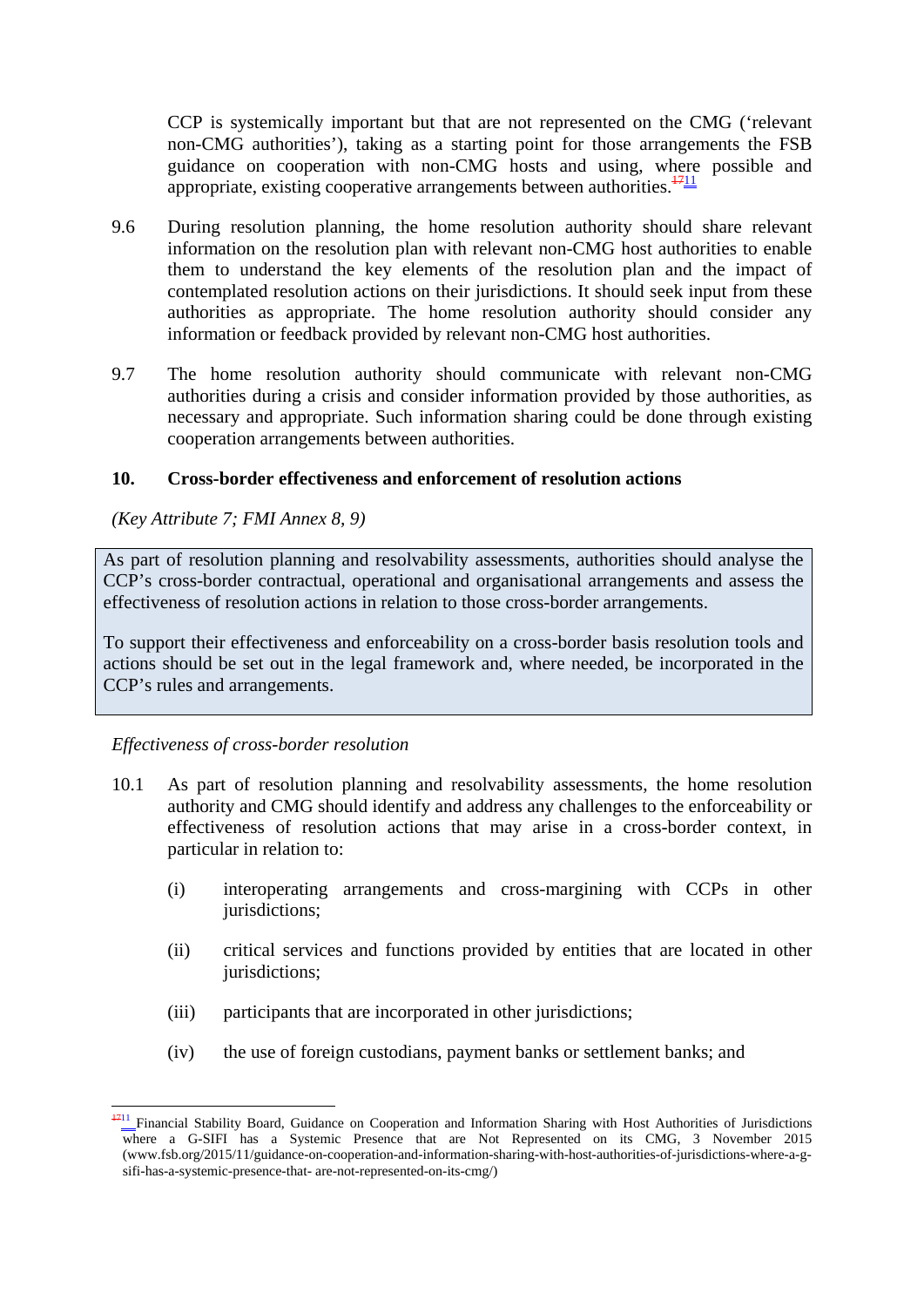CCP is systemically important but that are not represented on the CMG ('relevant non-CMG authorities'), taking as a starting point for those arrangements the FSB guidance on cooperation with non-CMG hosts and using, where possible and appropriate, existing cooperative arrangements between authorities.[17][11]

9.6 During resolution planning, the home resolution authority should share relevant information on the resolution plan with relevant non-CMG host authorities to enable them to understand the key elements of the resolution plan and the impact of contemplated resolution actions on their jurisdictions. It should seek input from these authorities as appropriate. The home resolution authority should consider any information or feedback provided by relevant non-CMG host authorities.

9.7 The home resolution authority should communicate with relevant non-CMG authorities during a crisis and consider information provided by those authorities, as necessary and appropriate. Such information sharing could be done through existing cooperation arrangements between authorities.

## 10. Cross-border effectiveness and enforcement of resolution actions

*(Key Attribute 7; FMI Annex 8, 9)*

> As part of resolution planning and resolvability assessments, authorities should analyse the CCP's cross-border contractual, operational and organisational arrangements and assess the effectiveness of resolution actions in relation to those cross-border arrangements.
>
> To support their effectiveness and enforceability on a cross-border basis resolution tools and actions should be set out in the legal framework and, where needed, be incorporated in the CCP's rules and arrangements.

*Effectiveness of cross-border resolution*

10.1 As part of resolution planning and resolvability assessments, the home resolution authority and CMG should identify and address any challenges to the enforceability or effectiveness of resolution actions that may arise in a cross-border context, in particular in relation to:

(i) interoperating arrangements and cross-margining with CCPs in other jurisdictions;

(ii) critical services and functions provided by entities that are located in other jurisdictions;

(iii) participants that are incorporated in other jurisdictions;

(iv) the use of foreign custodians, payment banks or settlement banks; and

---

[17][11] Financial Stability Board, Guidance on Cooperation and Information Sharing with Host Authorities of Jurisdictions where a G-SIFI has a Systemic Presence that are Not Represented on its CMG, 3 November 2015 (www.fsb.org/2015/11/guidance-on-cooperation-and-information-sharing-with-host-authorities-of-jurisdictions-where-a-g-sifi-has-a-systemic-presence-that- are-not-represented-on-its-cmg/)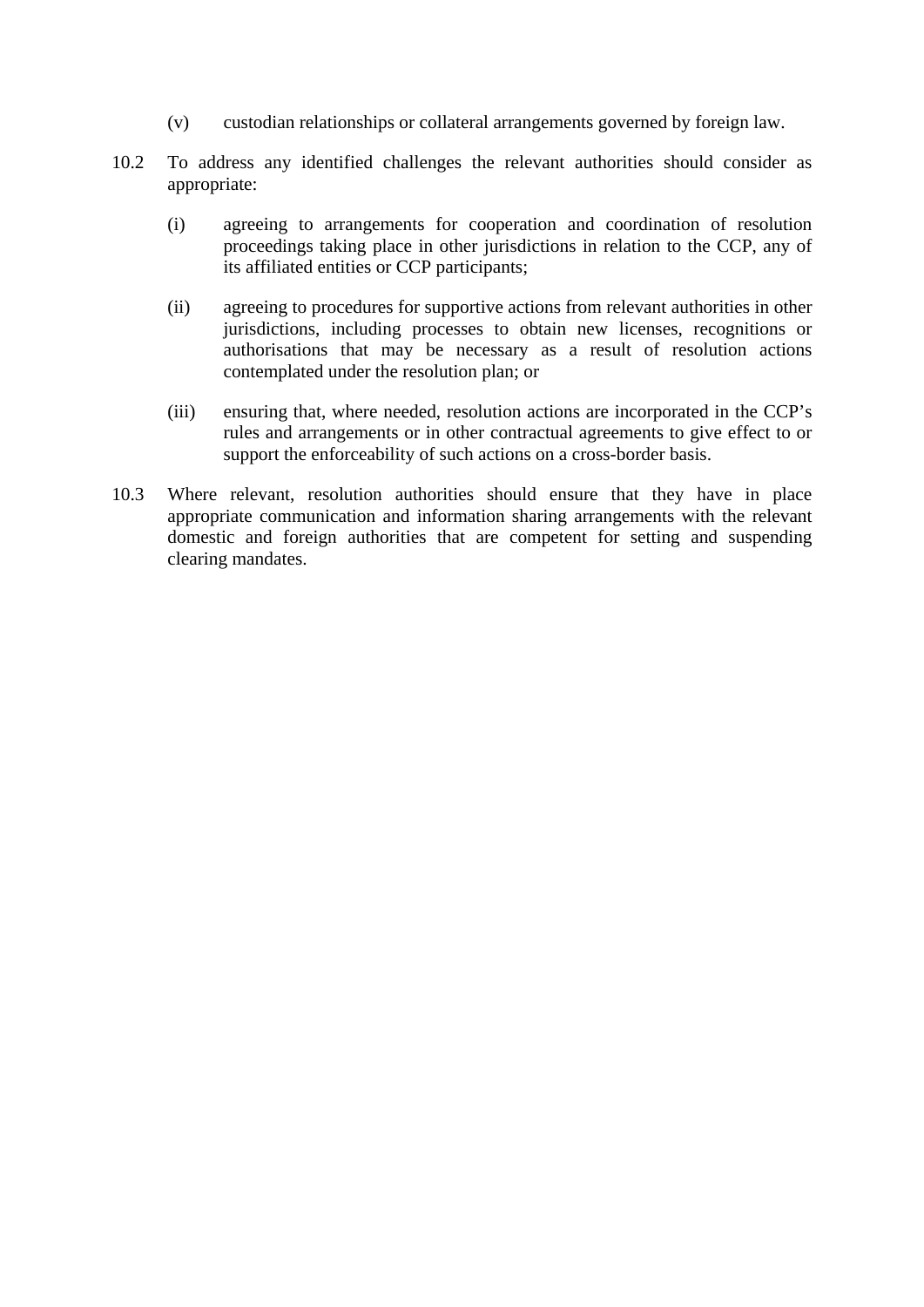(v) custodian relationships or collateral arrangements governed by foreign law.

10.2 To address any identified challenges the relevant authorities should consider as appropriate:

(i) agreeing to arrangements for cooperation and coordination of resolution proceedings taking place in other jurisdictions in relation to the CCP, any of its affiliated entities or CCP participants;

(ii) agreeing to procedures for supportive actions from relevant authorities in other jurisdictions, including processes to obtain new licenses, recognitions or authorisations that may be necessary as a result of resolution actions contemplated under the resolution plan; or

(iii) ensuring that, where needed, resolution actions are incorporated in the CCP's rules and arrangements or in other contractual agreements to give effect to or support the enforceability of such actions on a cross-border basis.

10.3 Where relevant, resolution authorities should ensure that they have in place appropriate communication and information sharing arrangements with the relevant domestic and foreign authorities that are competent for setting and suspending clearing mandates.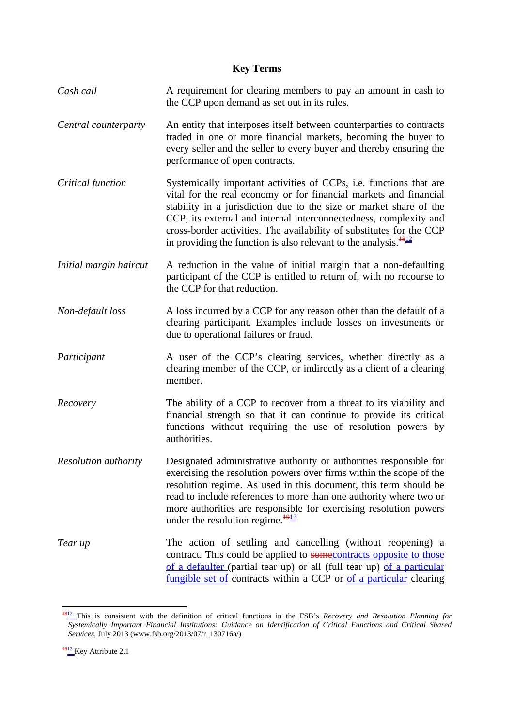# Key Terms

| | |
|---|---|
| *Cash call* | A requirement for clearing members to pay an amount in cash to the CCP upon demand as set out in its rules. |
| *Central counterparty* | An entity that interposes itself between counterparties to contracts traded in one or more financial markets, becoming the buyer to every seller and the seller to every buyer and thereby ensuring the performance of open contracts. |
| *Critical function* | Systemically important activities of CCPs, i.e. functions that are vital for the real economy or for financial markets and financial stability in a jurisdiction due to the size or market share of the CCP, its external and internal interconnectedness, complexity and cross-border activities. The availability of substitutes for the CCP in providing the function is also relevant to the analysis.[18][12] |
| *Initial margin haircut* | A reduction in the value of initial margin that a non-defaulting participant of the CCP is entitled to return of, with no recourse to the CCP for that reduction. |
| *Non-default loss* | A loss incurred by a CCP for any reason other than the default of a clearing participant. Examples include losses on investments or due to operational failures or fraud. |
| *Participant* | A user of the CCP's clearing services, whether directly as a clearing member of the CCP, or indirectly as a client of a clearing member. |
| *Recovery* | The ability of a CCP to recover from a threat to its viability and financial strength so that it can continue to provide its critical functions without requiring the use of resolution powers by authorities. |
| *Resolution authority* | Designated administrative authority or authorities responsible for exercising the resolution powers over firms within the scope of the resolution regime. As used in this document, this term should be read to include references to more than one authority where two or more authorities are responsible for exercising resolution powers under the resolution regime.[19][13] |
| *Tear up* | The action of settling and cancelling (without reopening) a contract. This could be applied to ~~some~~contracts opposite to those of a defaulter (partial tear up) or all (full tear up) of a particular fungible set of contracts within a CCP or of a particular clearing |

[18][12] This is consistent with the definition of critical functions in the FSB's *Recovery and Resolution Planning for Systemically Important Financial Institutions: Guidance on Identification of Critical Functions and Critical Shared Services*, July 2013 (www.fsb.org/2013/07/r_130716a/)

[19][13] Key Attribute 2.1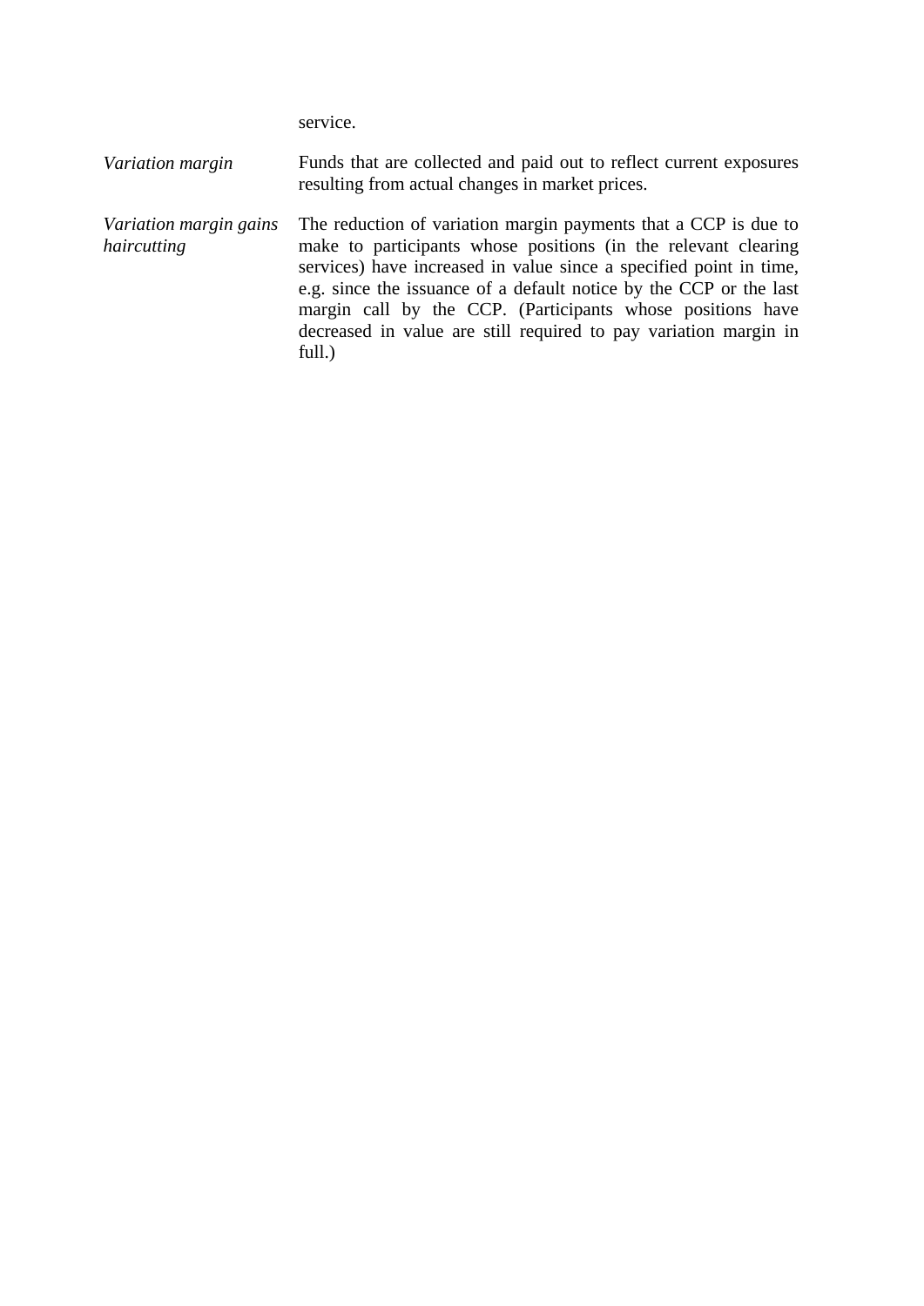service.

| | |
|---|---|
| *Variation margin* | Funds that are collected and paid out to reflect current exposures resulting from actual changes in market prices. |
| *Variation margin gains haircutting* | The reduction of variation margin payments that a CCP is due to make to participants whose positions (in the relevant clearing services) have increased in value since a specified point in time, e.g. since the issuance of a default notice by the CCP or the last margin call by the CCP. (Participants whose positions have decreased in value are still required to pay variation margin in full.) |